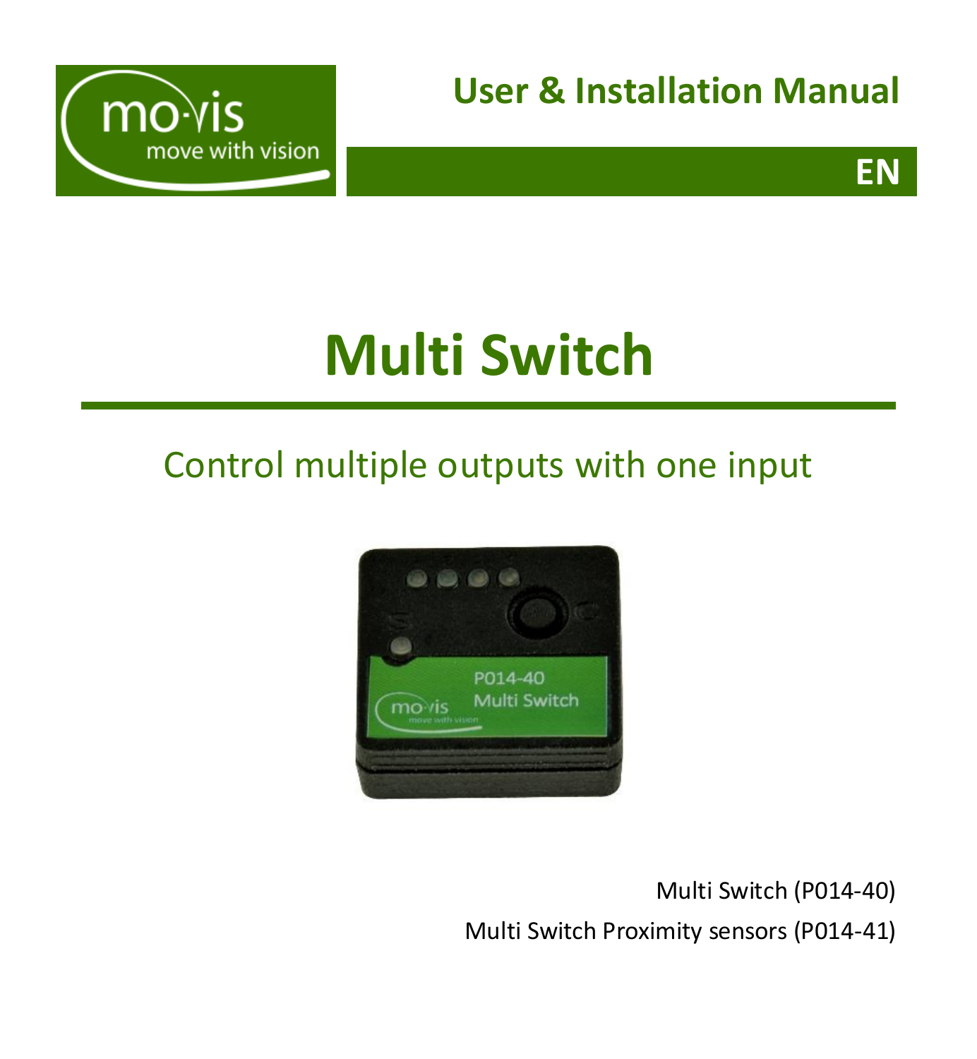mo·vis

move with vision

User & Installation Manual

EN

# Multi Switch

## Control multiple outputs with one input

Multi Switch (P014-40)

Multi Switch Proximity sensors (P014-41)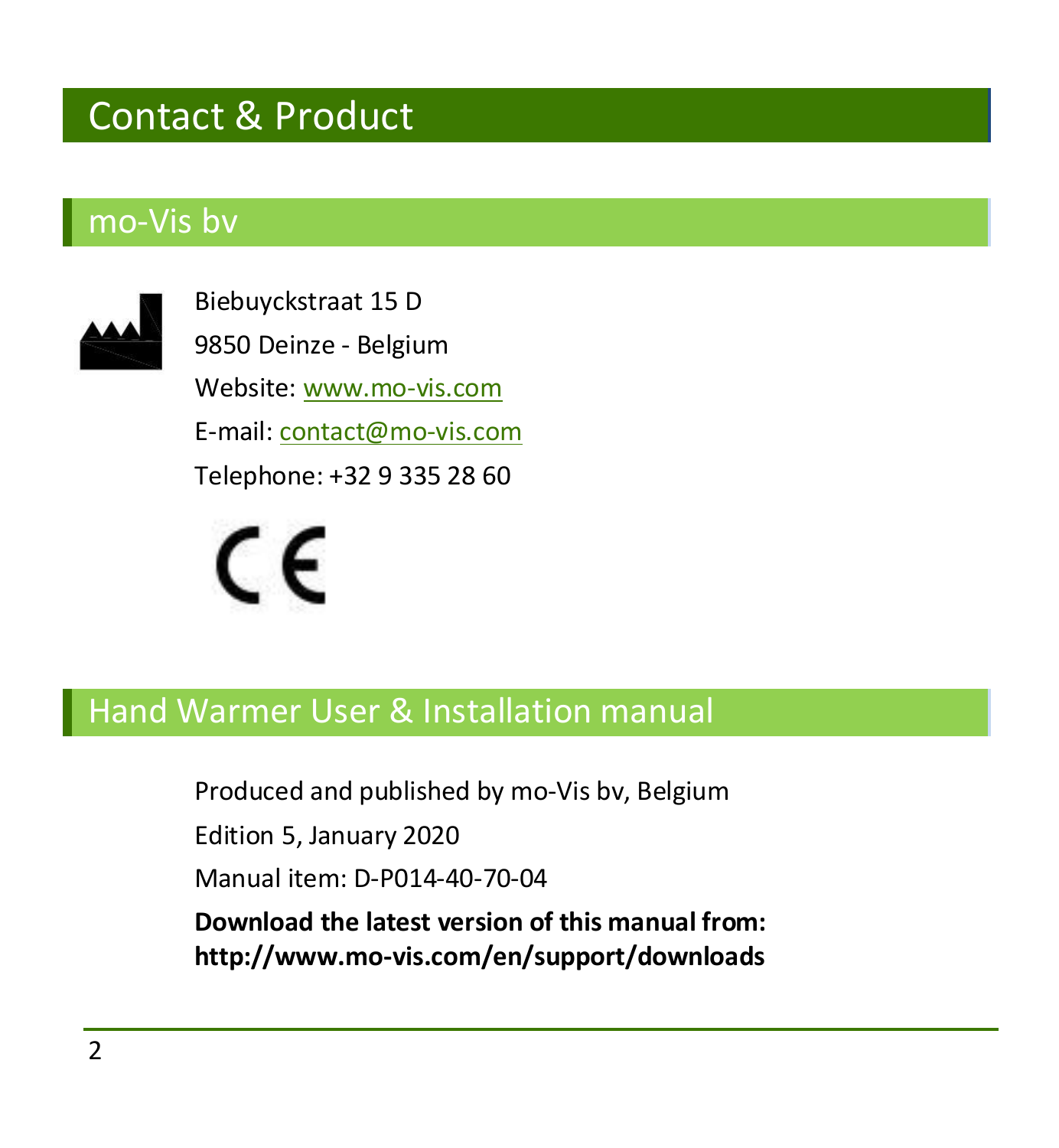# Contact & Product

## mo-Vis bv

Biebuyckstraat 15 D

9850 Deinze - Belgium

Website: www.mo-vis.com

E-mail: contact@mo-vis.com

Telephone: +32 9 335 28 60

## Hand Warmer User & Installation manual

Produced and published by mo-Vis bv, Belgium

Edition 5, January 2020

Manual item: D-P014-40-70-04

**Download the latest version of this manual from:**
**http://www.mo-vis.com/en/support/downloads**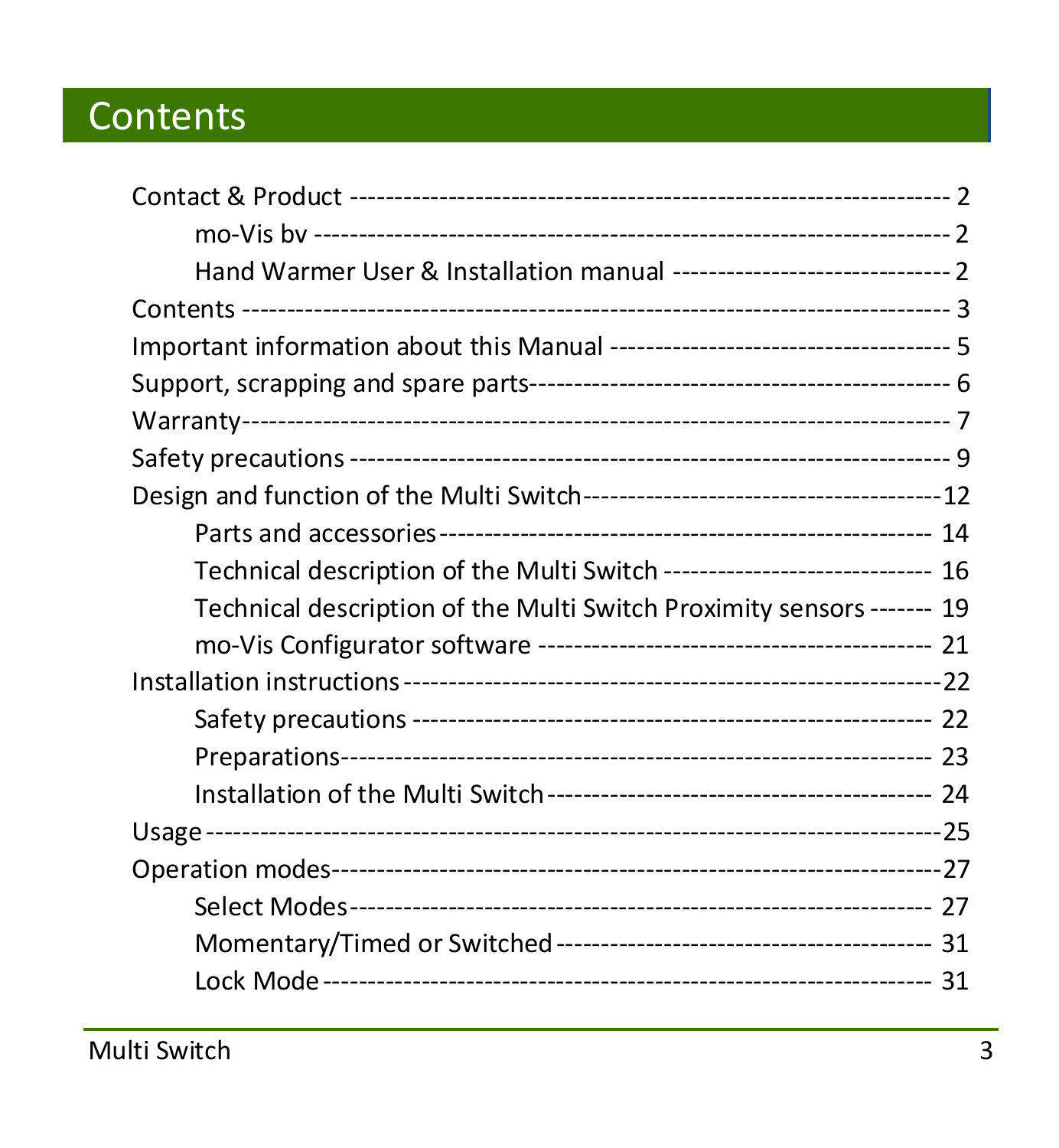# Contents

Contact & Product ------------------------------------------------------------------ 2

- mo-Vis bv ------------------------------------------------------------------------ 2
- Hand Warmer User & Installation manual ------------------------------- 2

Contents ----------------------------------------------------------------------------- 3

Important information about this Manual ------------------------------------- 5

Support, scrapping and spare parts------------------------------------------------ 6

Warranty------------------------------------------------------------------------------ 7

Safety precautions ------------------------------------------------------------------- 9

Design and function of the Multi Switch----------------------------------------12

- Parts and accessories ---------------------------------------------------------- 14
- Technical description of the Multi Switch ----------------------------- 16
- Technical description of the Multi Switch Proximity sensors ------- 19
- mo-Vis Configurator software ------------------------------------------- 21

Installation instructions -------------------------------------------------------------22

- Safety precautions ------------------------------------------------------------ 22
- Preparations------------------------------------------------------------------ 23
- Installation of the Multi Switch ------------------------------------------ 24

Usage ----------------------------------------------------------------------------------25

Operation modes-----------------------------------------------------------------------27

- Select Modes ------------------------------------------------------------------ 27
- Momentary/Timed or Switched ------------------------------------------ 31
- Lock Mode -------------------------------------------------------------------- 31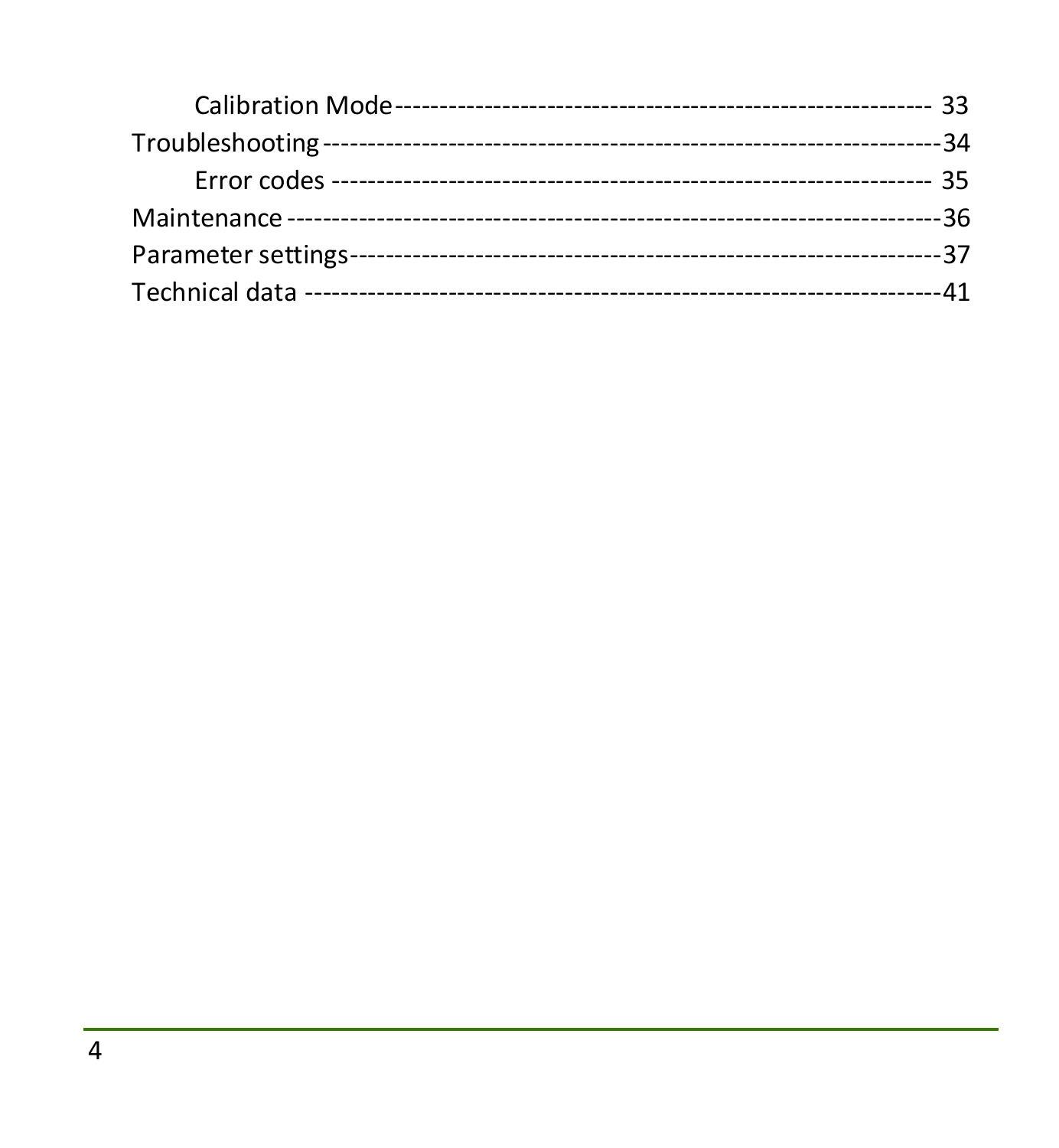Calibration Mode ------------------------------------------------------------ 33
Troubleshooting ------------------------------------------------------------------34
    Error codes ------------------------------------------------------------------ 35
Maintenance ----------------------------------------------------------------------36
Parameter settings ---------------------------------------------------------------37
Technical data -------------------------------------------------------------------41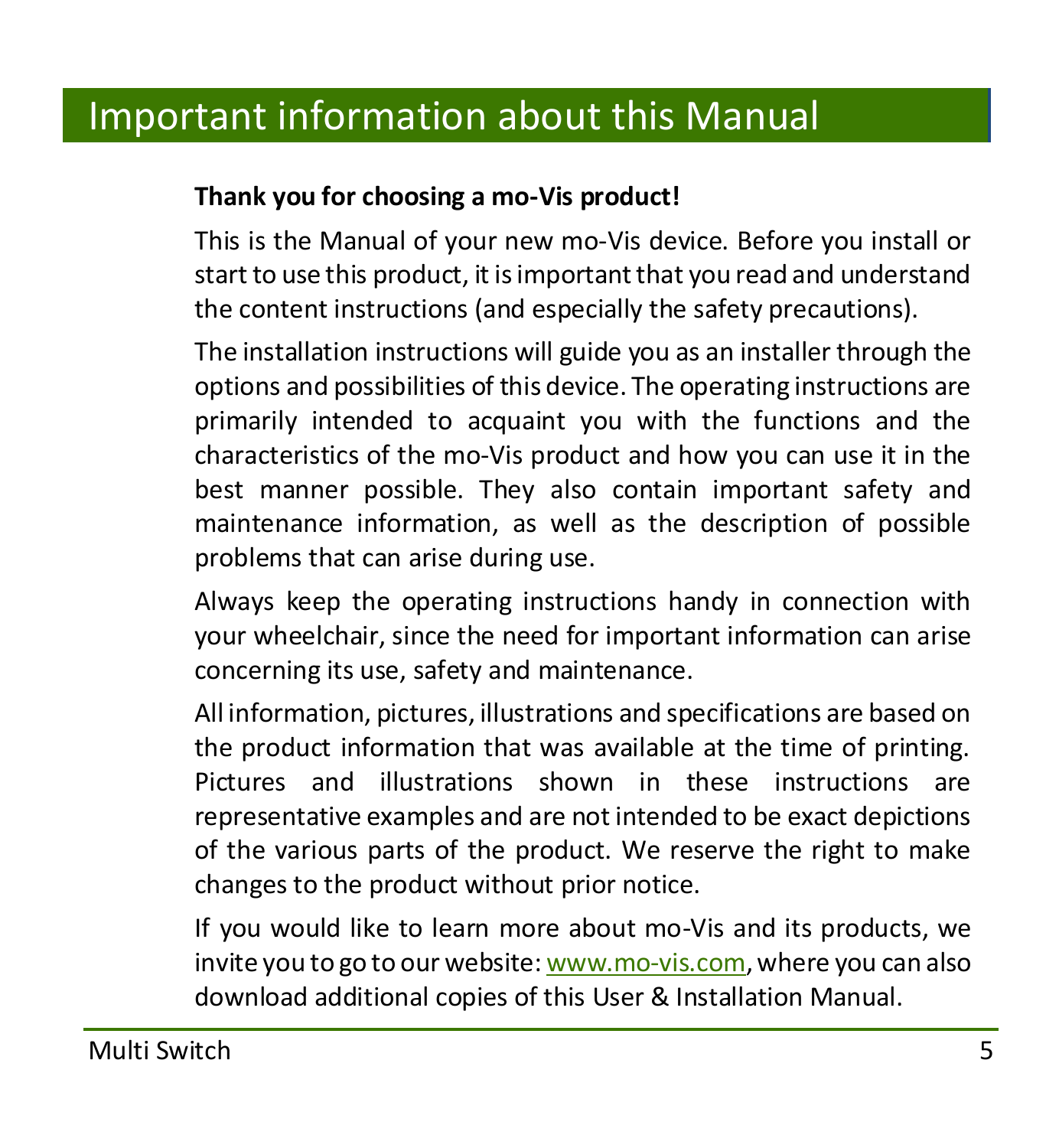# Important information about this Manual

**Thank you for choosing a mo-Vis product!**

This is the Manual of your new mo-Vis device. Before you install or start to use this product, it is important that you read and understand the content instructions (and especially the safety precautions).

The installation instructions will guide you as an installer through the options and possibilities of this device. The operating instructions are primarily intended to acquaint you with the functions and the characteristics of the mo-Vis product and how you can use it in the best manner possible. They also contain important safety and maintenance information, as well as the description of possible problems that can arise during use.

Always keep the operating instructions handy in connection with your wheelchair, since the need for important information can arise concerning its use, safety and maintenance.

All information, pictures, illustrations and specifications are based on the product information that was available at the time of printing. Pictures and illustrations shown in these instructions are representative examples and are not intended to be exact depictions of the various parts of the product. We reserve the right to make changes to the product without prior notice.

If you would like to learn more about mo-Vis and its products, we invite you to go to our website: www.mo-vis.com, where you can also download additional copies of this User & Installation Manual.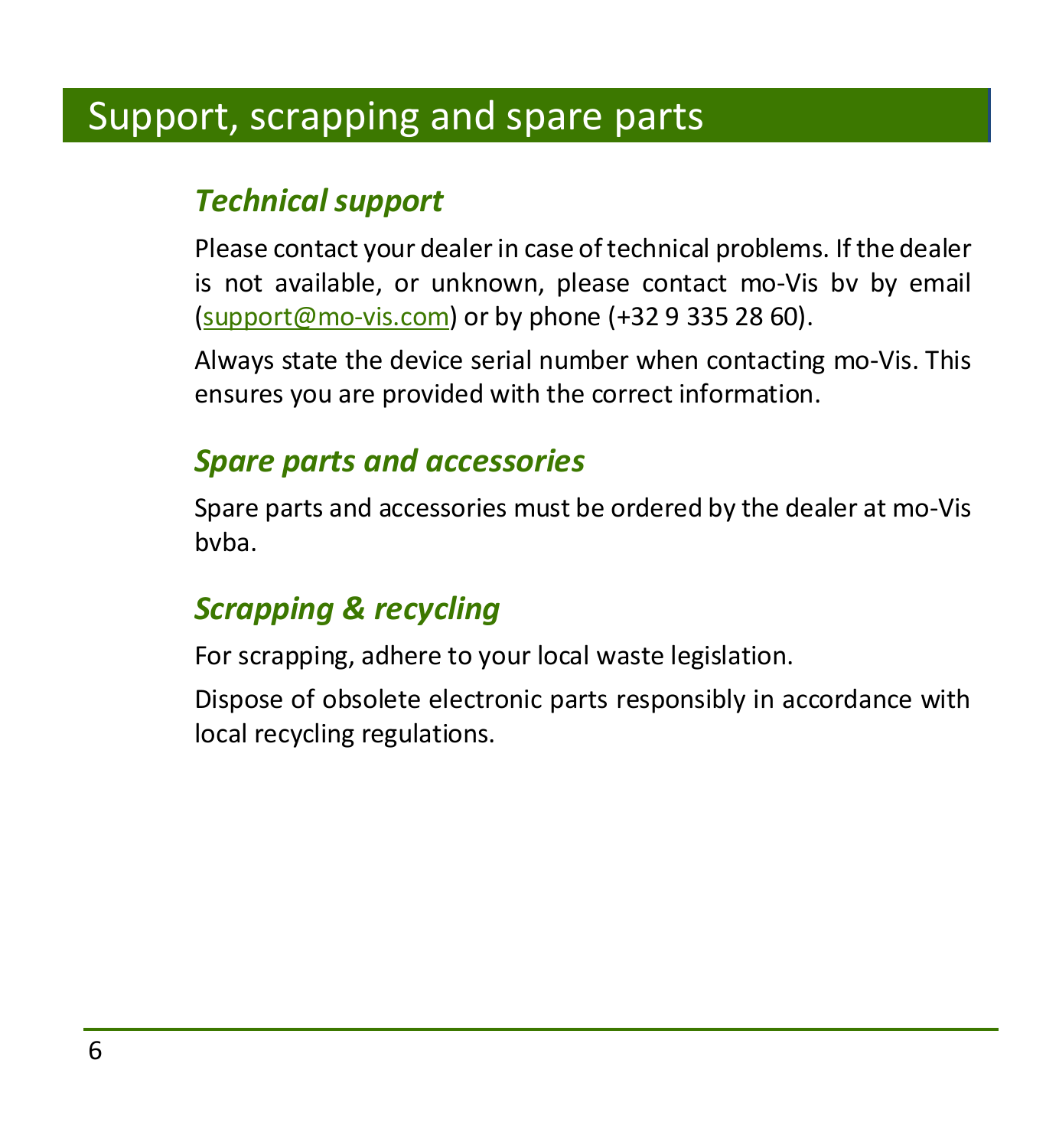# Support, scrapping and spare parts

## *Technical support*

Please contact your dealer in case of technical problems. If the dealer is not available, or unknown, please contact mo-Vis bv by email (support@mo-vis.com) or by phone (+32 9 335 28 60).

Always state the device serial number when contacting mo-Vis. This ensures you are provided with the correct information.

## *Spare parts and accessories*

Spare parts and accessories must be ordered by the dealer at mo-Vis bvba.

## *Scrapping & recycling*

For scrapping, adhere to your local waste legislation.

Dispose of obsolete electronic parts responsibly in accordance with local recycling regulations.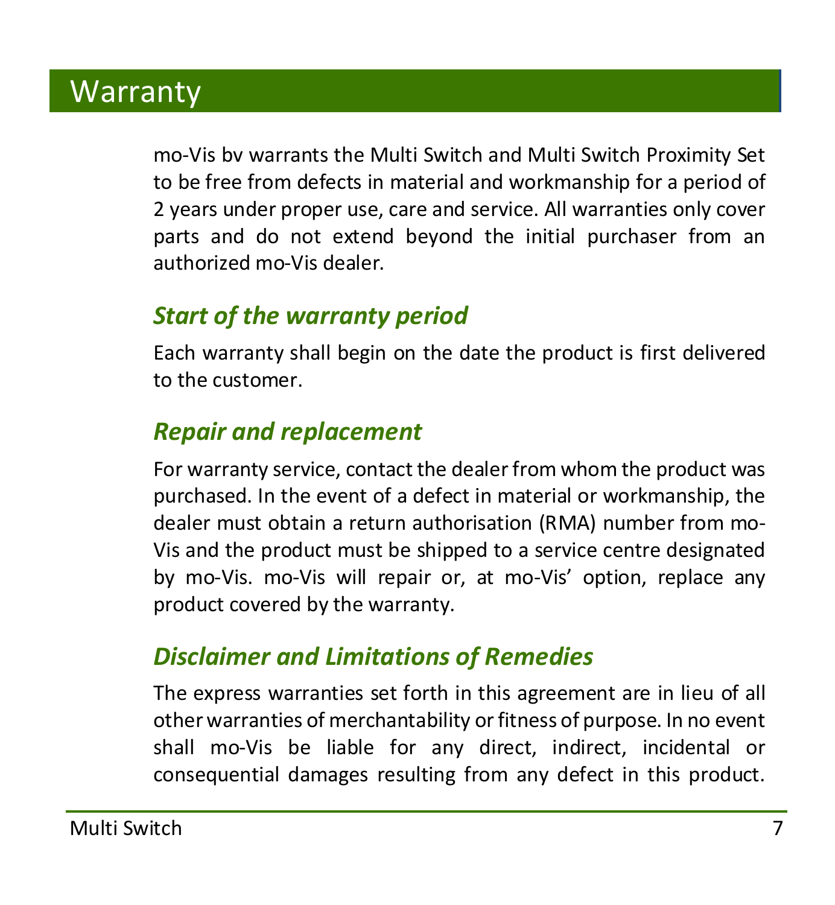# Warranty

mo-Vis bv warrants the Multi Switch and Multi Switch Proximity Set to be free from defects in material and workmanship for a period of 2 years under proper use, care and service. All warranties only cover parts and do not extend beyond the initial purchaser from an authorized mo-Vis dealer.

## *Start of the warranty period*

Each warranty shall begin on the date the product is first delivered to the customer.

## *Repair and replacement*

For warranty service, contact the dealer from whom the product was purchased. In the event of a defect in material or workmanship, the dealer must obtain a return authorisation (RMA) number from mo-Vis and the product must be shipped to a service centre designated by mo-Vis. mo-Vis will repair or, at mo-Vis' option, replace any product covered by the warranty.

## *Disclaimer and Limitations of Remedies*

The express warranties set forth in this agreement are in lieu of all other warranties of merchantability or fitness of purpose. In no event shall mo-Vis be liable for any direct, indirect, incidental or consequential damages resulting from any defect in this product.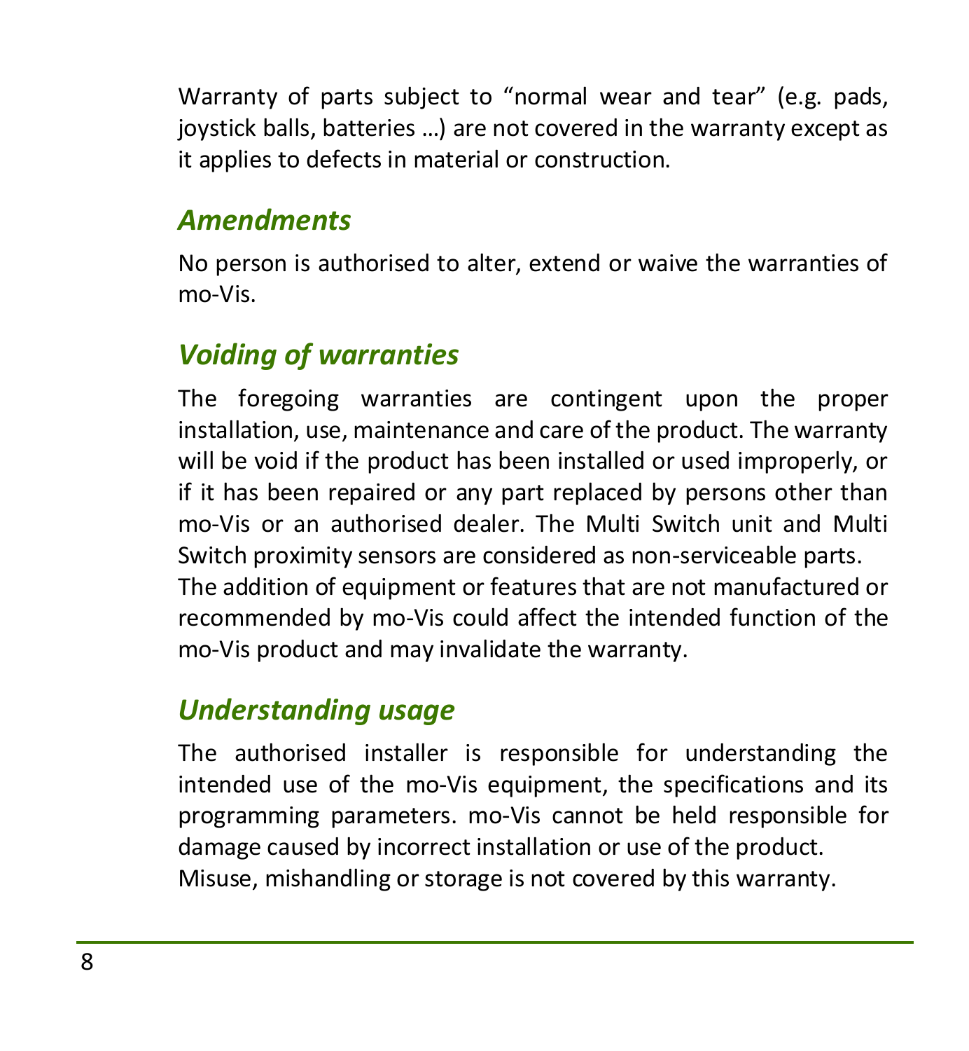Warranty of parts subject to "normal wear and tear" (e.g. pads, joystick balls, batteries …) are not covered in the warranty except as it applies to defects in material or construction.

### *Amendments*

No person is authorised to alter, extend or waive the warranties of mo-Vis.

### *Voiding of warranties*

The foregoing warranties are contingent upon the proper installation, use, maintenance and care of the product. The warranty will be void if the product has been installed or used improperly, or if it has been repaired or any part replaced by persons other than mo-Vis or an authorised dealer. The Multi Switch unit and Multi Switch proximity sensors are considered as non-serviceable parts.
The addition of equipment or features that are not manufactured or recommended by mo-Vis could affect the intended function of the mo-Vis product and may invalidate the warranty.

### *Understanding usage*

The authorised installer is responsible for understanding the intended use of the mo-Vis equipment, the specifications and its programming parameters. mo-Vis cannot be held responsible for damage caused by incorrect installation or use of the product.
Misuse, mishandling or storage is not covered by this warranty.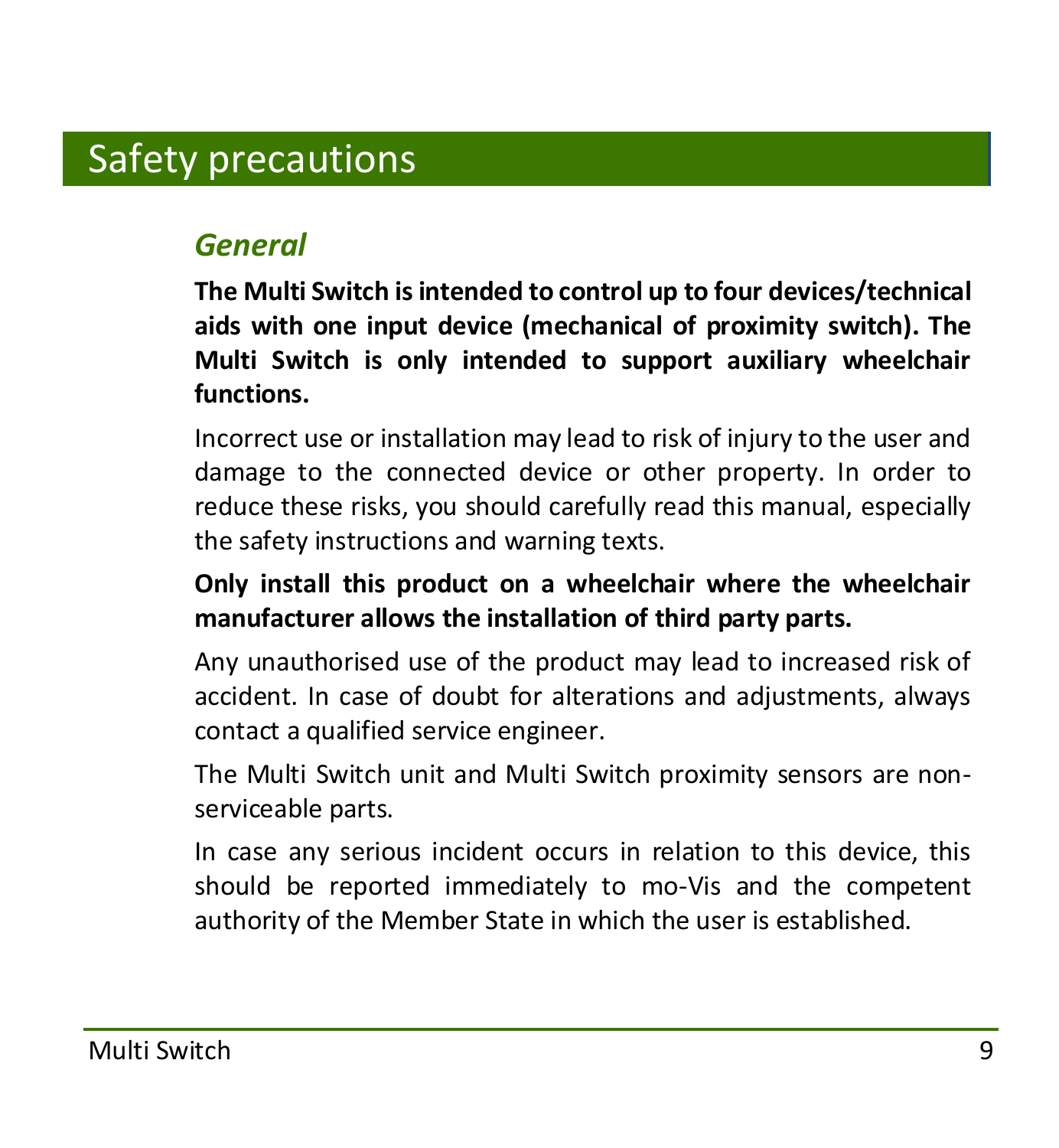# Safety precautions

## *General*

**The Multi Switch is intended to control up to four devices/technical aids with one input device (mechanical of proximity switch). The Multi Switch is only intended to support auxiliary wheelchair functions.**

Incorrect use or installation may lead to risk of injury to the user and damage to the connected device or other property. In order to reduce these risks, you should carefully read this manual, especially the safety instructions and warning texts.

**Only install this product on a wheelchair where the wheelchair manufacturer allows the installation of third party parts.**

Any unauthorised use of the product may lead to increased risk of accident. In case of doubt for alterations and adjustments, always contact a qualified service engineer.

The Multi Switch unit and Multi Switch proximity sensors are non-serviceable parts.

In case any serious incident occurs in relation to this device, this should be reported immediately to mo-Vis and the competent authority of the Member State in which the user is established.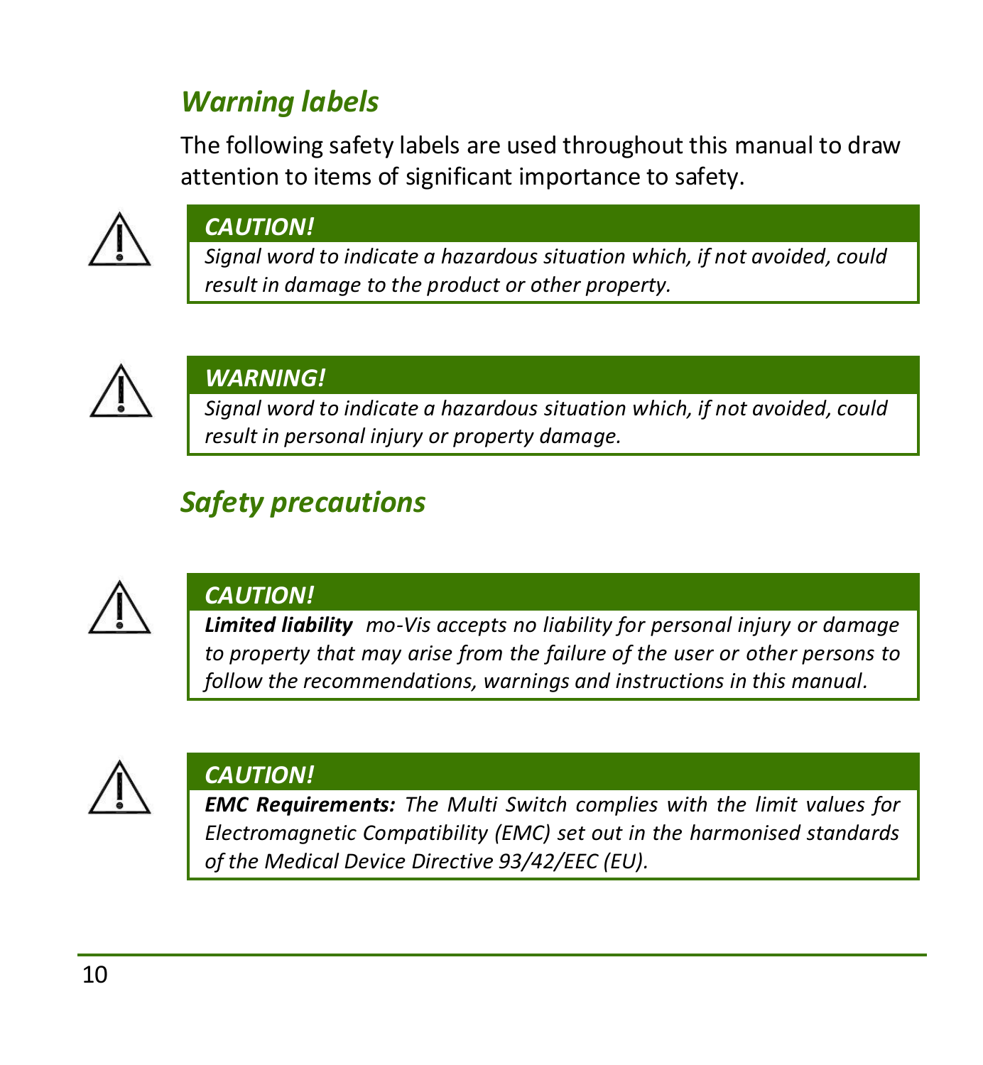## *Warning labels*

The following safety labels are used throughout this manual to draw attention to items of significant importance to safety.

> ***CAUTION!***
>
> *Signal word to indicate a hazardous situation which, if not avoided, could result in damage to the product or other property.*

> ***WARNING!***
>
> *Signal word to indicate a hazardous situation which, if not avoided, could result in personal injury or property damage.*

## *Safety precautions*

> ***CAUTION!***
>
> ***Limited liability*** *mo-Vis accepts no liability for personal injury or damage to property that may arise from the failure of the user or other persons to follow the recommendations, warnings and instructions in this manual.*

> ***CAUTION!***
>
> ***EMC Requirements:*** *The Multi Switch complies with the limit values for Electromagnetic Compatibility (EMC) set out in the harmonised standards of the Medical Device Directive 93/42/EEC (EU).*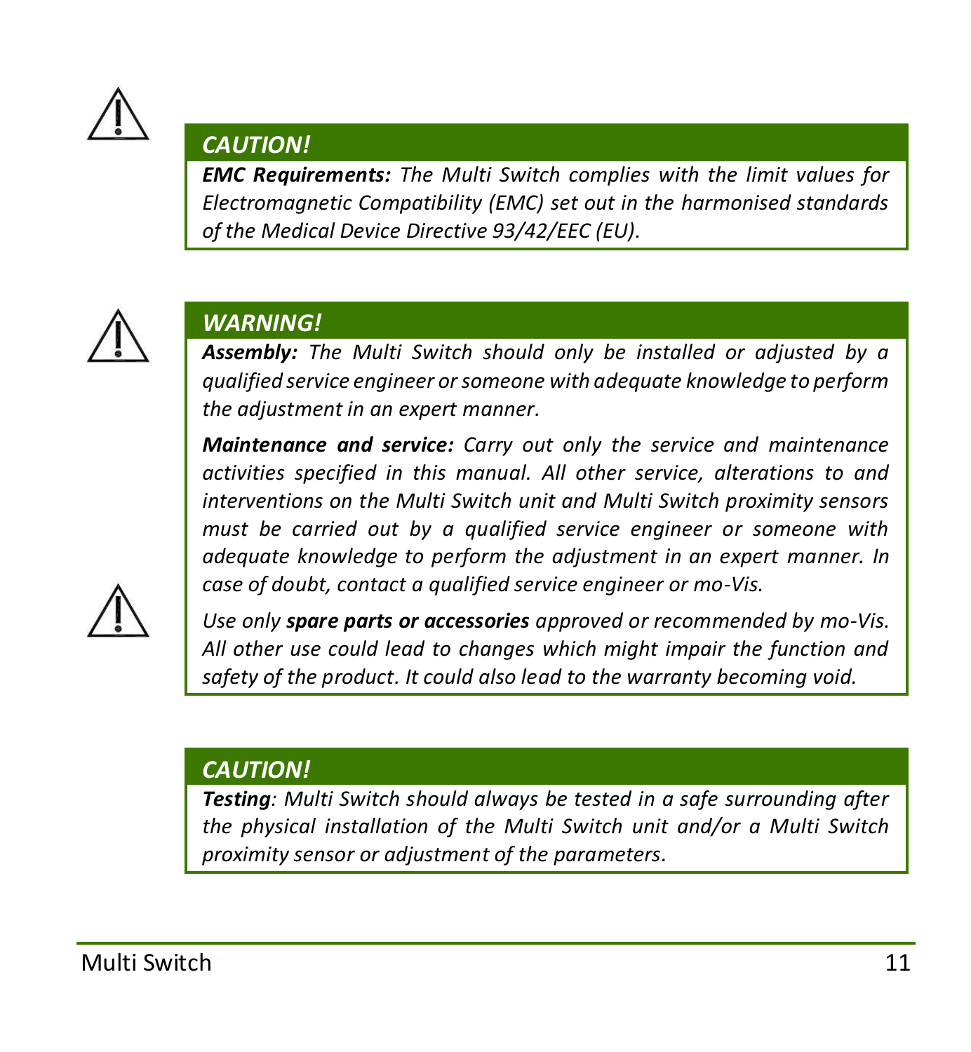**CAUTION!**

***EMC Requirements:*** *The Multi Switch complies with the limit values for Electromagnetic Compatibility (EMC) set out in the harmonised standards of the Medical Device Directive 93/42/EEC (EU).*

**WARNING!**

***Assembly:*** *The Multi Switch should only be installed or adjusted by a qualified service engineer or someone with adequate knowledge to perform the adjustment in an expert manner.*

***Maintenance and service:*** *Carry out only the service and maintenance activities specified in this manual. All other service, alterations to and interventions on the Multi Switch unit and Multi Switch proximity sensors must be carried out by a qualified service engineer or someone with adequate knowledge to perform the adjustment in an expert manner. In case of doubt, contact a qualified service engineer or mo-Vis.*

*Use only* ***spare parts or accessories*** *approved or recommended by mo-Vis. All other use could lead to changes which might impair the function and safety of the product. It could also lead to the warranty becoming void.*

**CAUTION!**

***Testing****: Multi Switch should always be tested in a safe surrounding after the physical installation of the Multi Switch unit and/or a Multi Switch proximity sensor or adjustment of the parameters.*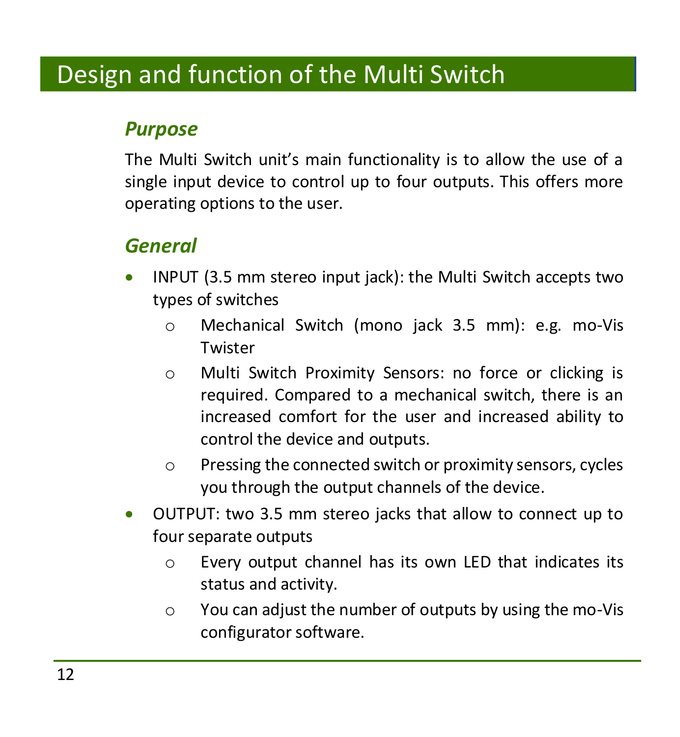# Design and function of the Multi Switch

## *Purpose*

The Multi Switch unit's main functionality is to allow the use of a single input device to control up to four outputs. This offers more operating options to the user.

## *General*

- INPUT (3.5 mm stereo input jack): the Multi Switch accepts two types of switches
    - Mechanical Switch (mono jack 3.5 mm): e.g. mo-Vis Twister
    - Multi Switch Proximity Sensors: no force or clicking is required. Compared to a mechanical switch, there is an increased comfort for the user and increased ability to control the device and outputs.
    - Pressing the connected switch or proximity sensors, cycles you through the output channels of the device.
- OUTPUT: two 3.5 mm stereo jacks that allow to connect up to four separate outputs
    - Every output channel has its own LED that indicates its status and activity.
    - You can adjust the number of outputs by using the mo-Vis configurator software.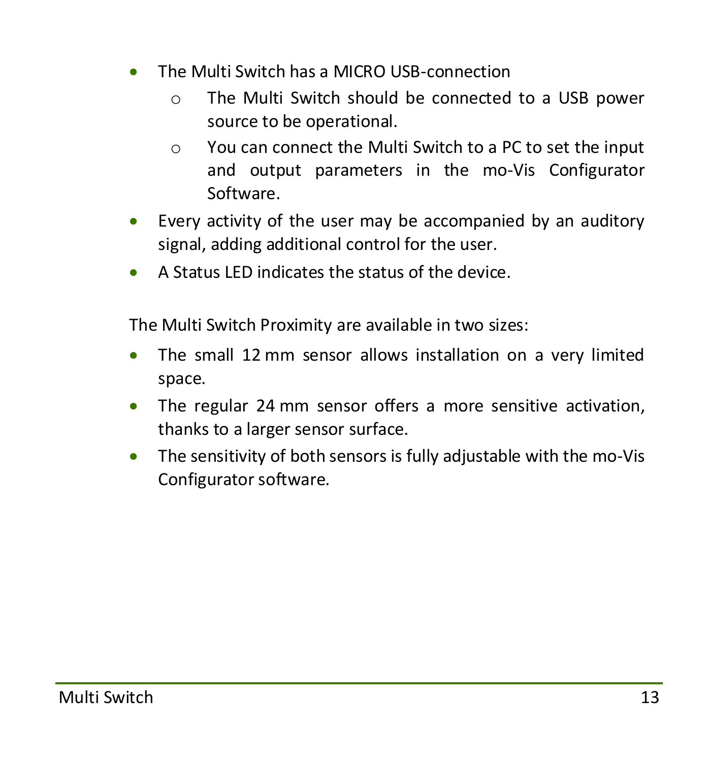- The Multi Switch has a MICRO USB-connection
  - The Multi Switch should be connected to a USB power source to be operational.
  - You can connect the Multi Switch to a PC to set the input and output parameters in the mo-Vis Configurator Software.
- Every activity of the user may be accompanied by an auditory signal, adding additional control for the user.
- A Status LED indicates the status of the device.

The Multi Switch Proximity are available in two sizes:

- The small 12 mm sensor allows installation on a very limited space.
- The regular 24 mm sensor offers a more sensitive activation, thanks to a larger sensor surface.
- The sensitivity of both sensors is fully adjustable with the mo-Vis Configurator software.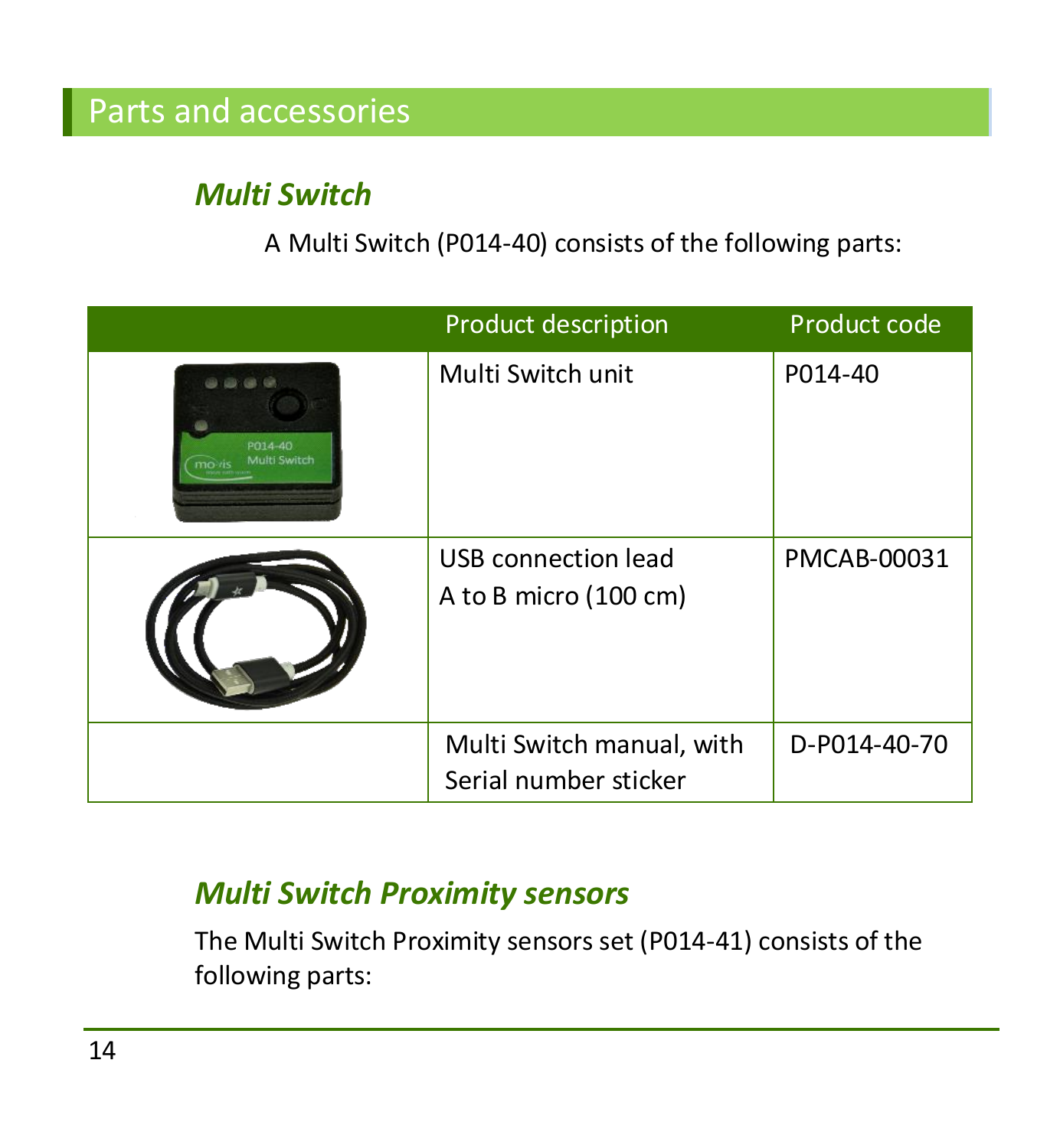# Parts and accessories

## *Multi Switch*

A Multi Switch (P014-40) consists of the following parts:

| | Product description | Product code |
|---|---|---|
| | Multi Switch unit | P014-40 |
| | USB connection lead<br>A to B micro (100 cm) | PMCAB-00031 |
| | Multi Switch manual, with Serial number sticker | D-P014-40-70 |

## *Multi Switch Proximity sensors*

The Multi Switch Proximity sensors set (P014-41) consists of the following parts: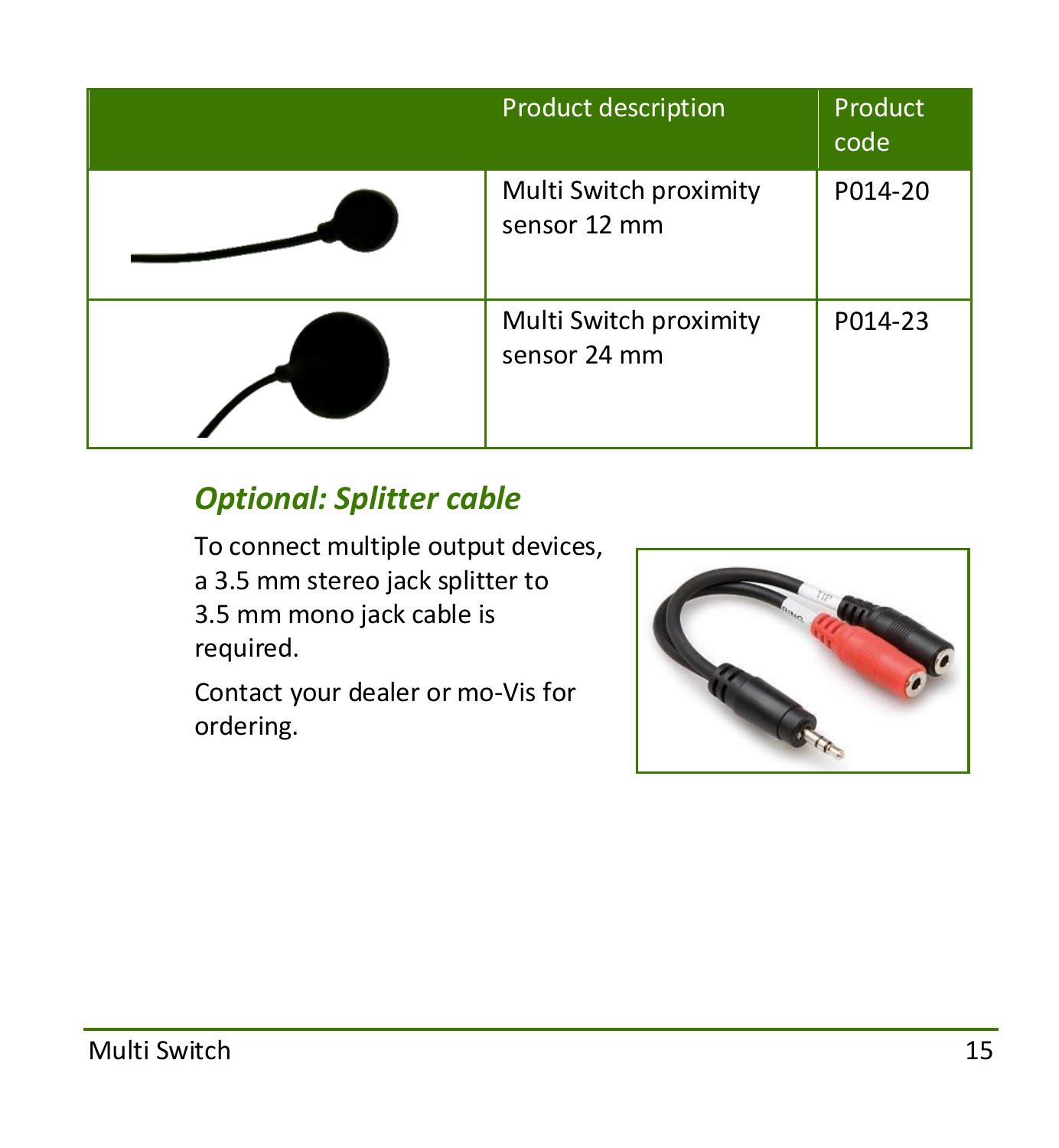| | Product description | Product code |
|---|---|---|
| | Multi Switch proximity sensor 12 mm | P014-20 |
| | Multi Switch proximity sensor 24 mm | P014-23 |

### *Optional: Splitter cable*

To connect multiple output devices, a 3.5 mm stereo jack splitter to 3.5 mm mono jack cable is required.

Contact your dealer or mo-Vis for ordering.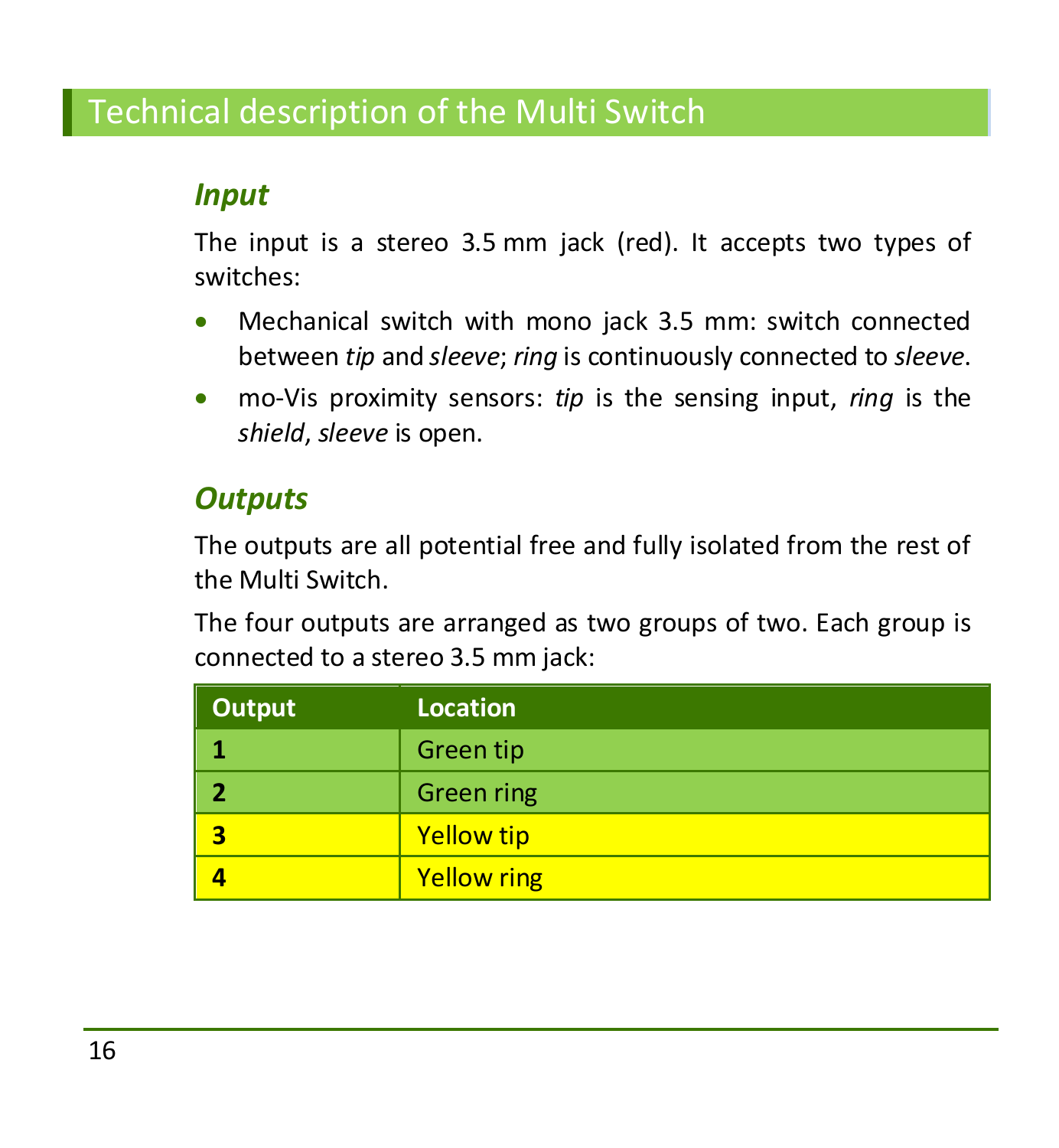# Technical description of the Multi Switch

## *Input*

The input is a stereo 3.5 mm jack (red). It accepts two types of switches:

- Mechanical switch with mono jack 3.5 mm: switch connected between *tip* and *sleeve*; *ring* is continuously connected to *sleeve*.
- mo-Vis proximity sensors: *tip* is the sensing input, *ring* is the *shield*, *sleeve* is open.

## *Outputs*

The outputs are all potential free and fully isolated from the rest of the Multi Switch.

The four outputs are arranged as two groups of two. Each group is connected to a stereo 3.5 mm jack:

| Output | Location |
|---|---|
| **1** | Green tip |
| **2** | Green ring |
| **3** | Yellow tip |
| **4** | Yellow ring |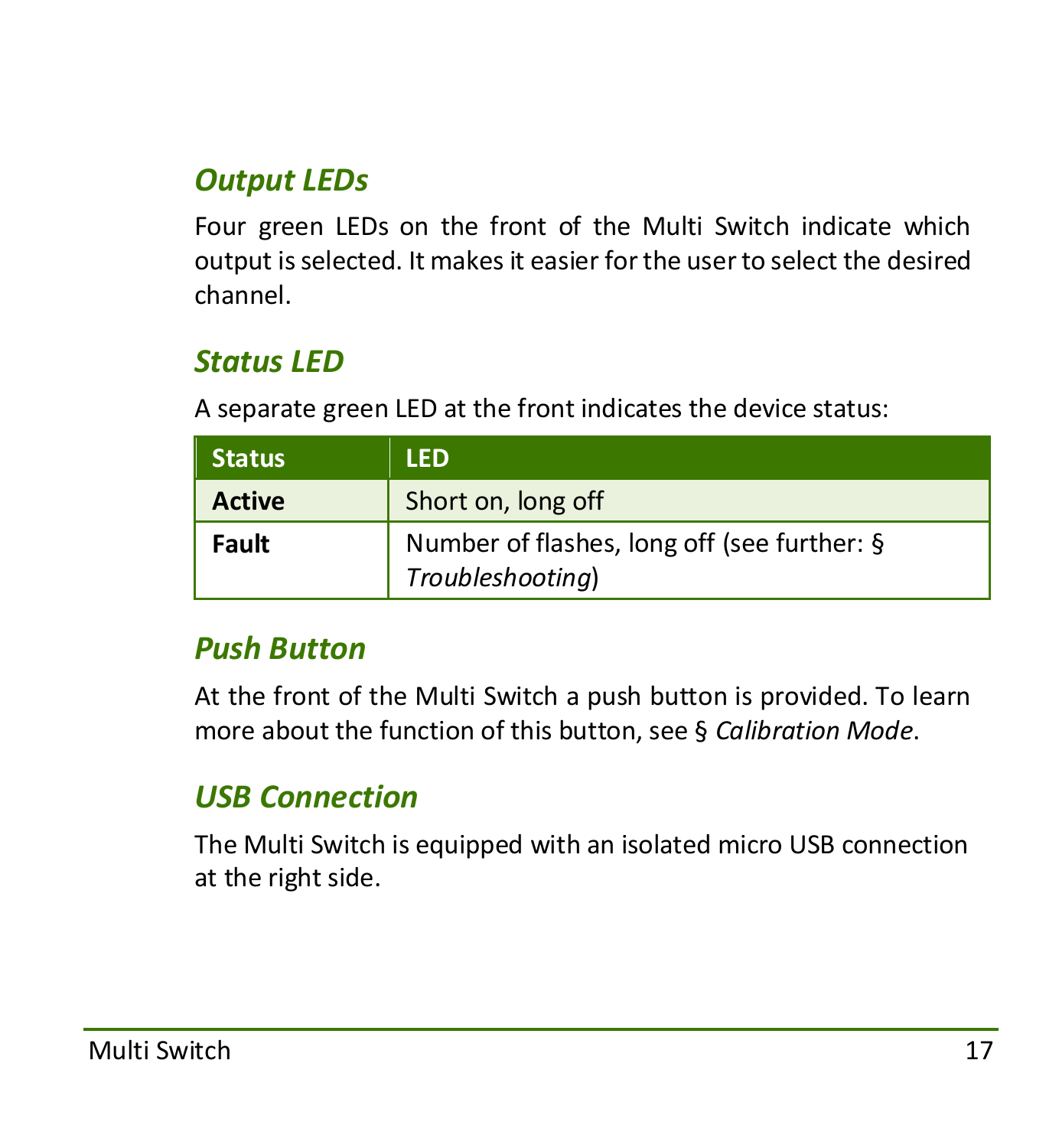### *Output LEDs*

Four green LEDs on the front of the Multi Switch indicate which output is selected. It makes it easier for the user to select the desired channel.

### *Status LED*

A separate green LED at the front indicates the device status:

| Status | LED |
|---|---|
| **Active** | Short on, long off |
| **Fault** | Number of flashes, long off (see further: § *Troubleshooting*) |

### *Push Button*

At the front of the Multi Switch a push button is provided. To learn more about the function of this button, see § *Calibration Mode*.

### *USB Connection*

The Multi Switch is equipped with an isolated micro USB connection at the right side.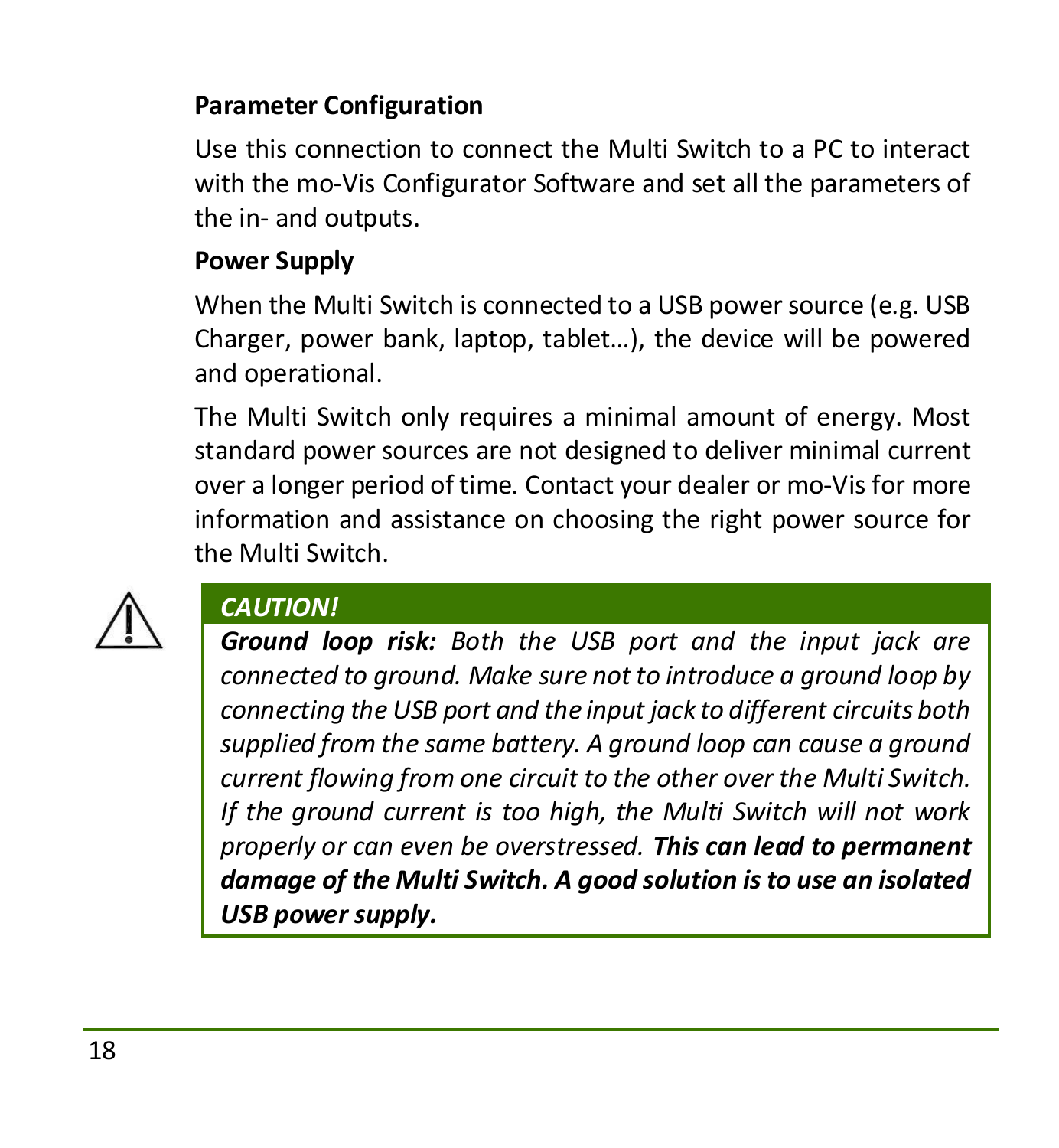**Parameter Configuration**

Use this connection to connect the Multi Switch to a PC to interact with the mo-Vis Configurator Software and set all the parameters of the in- and outputs.

**Power Supply**

When the Multi Switch is connected to a USB power source (e.g. USB Charger, power bank, laptop, tablet…), the device will be powered and operational.

The Multi Switch only requires a minimal amount of energy. Most standard power sources are not designed to deliver minimal current over a longer period of time. Contact your dealer or mo-Vis for more information and assistance on choosing the right power source for the Multi Switch.

> ***CAUTION!***
>
> ***Ground loop risk:*** *Both the USB port and the input jack are connected to ground. Make sure not to introduce a ground loop by connecting the USB port and the input jack to different circuits both supplied from the same battery. A ground loop can cause a ground current flowing from one circuit to the other over the Multi Switch. If the ground current is too high, the Multi Switch will not work properly or can even be overstressed.* ***This can lead to permanent damage of the Multi Switch. A good solution is to use an isolated USB power supply.***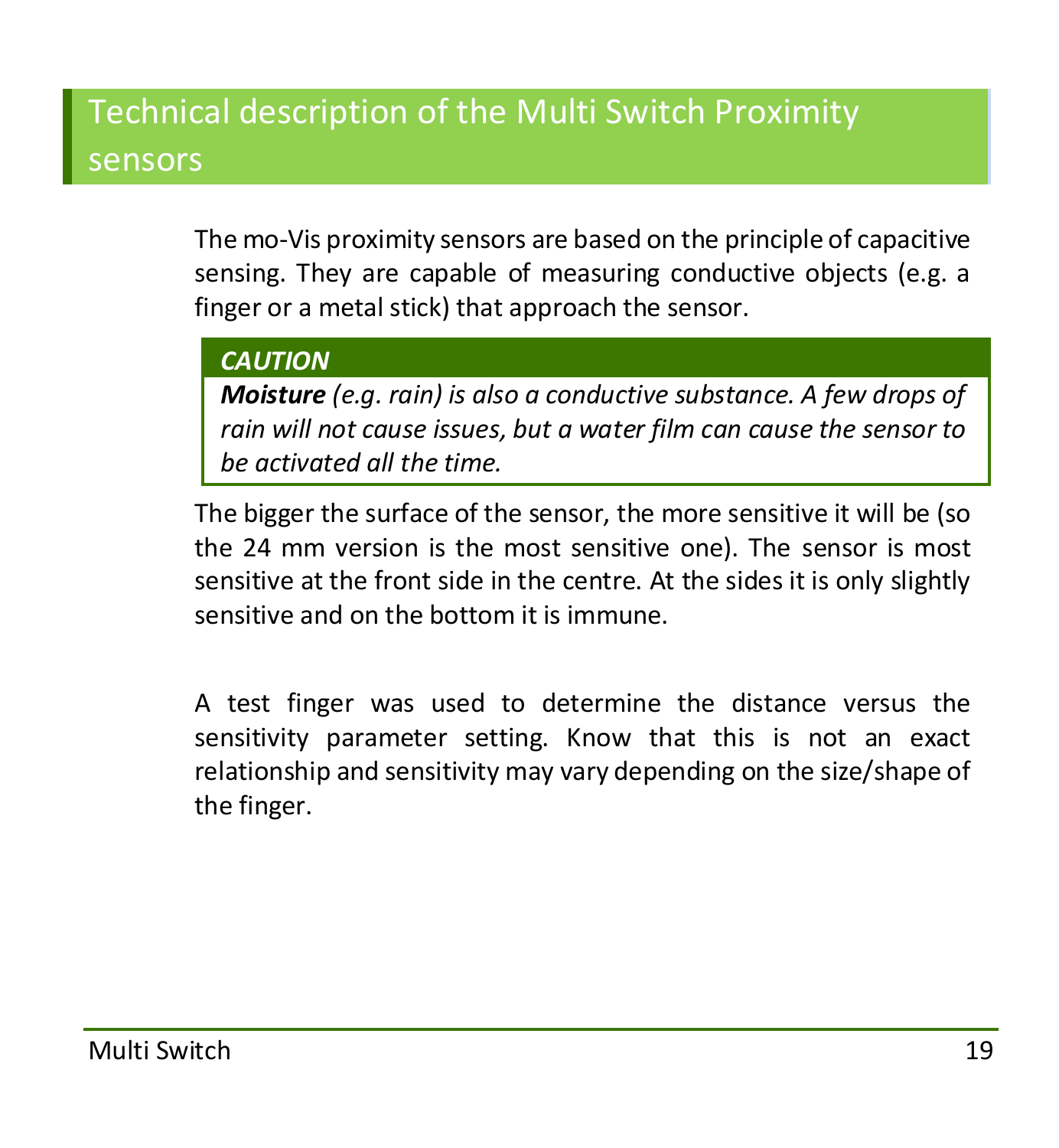# Technical description of the Multi Switch Proximity sensors

The mo-Vis proximity sensors are based on the principle of capacitive sensing. They are capable of measuring conductive objects (e.g. a finger or a metal stick) that approach the sensor.

> ***CAUTION***
>
> ***Moisture*** *(e.g. rain) is also a conductive substance. A few drops of rain will not cause issues, but a water film can cause the sensor to be activated all the time.*

The bigger the surface of the sensor, the more sensitive it will be (so the 24 mm version is the most sensitive one). The sensor is most sensitive at the front side in the centre. At the sides it is only slightly sensitive and on the bottom it is immune.

A test finger was used to determine the distance versus the sensitivity parameter setting. Know that this is not an exact relationship and sensitivity may vary depending on the size/shape of the finger.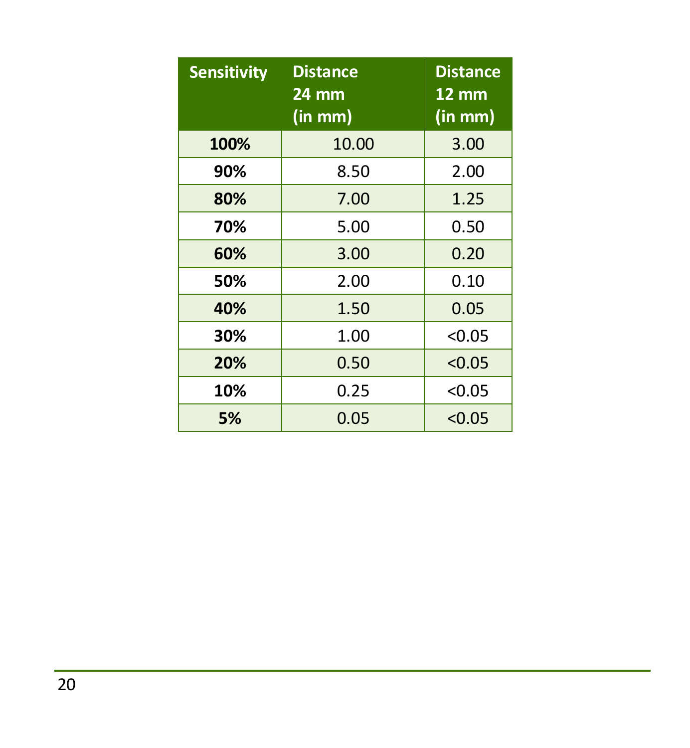| Sensitivity | Distance 24 mm (in mm) | Distance 12 mm (in mm) |
|---|---|---|
| **100%** | 10.00 | 3.00 |
| **90%** | 8.50 | 2.00 |
| **80%** | 7.00 | 1.25 |
| **70%** | 5.00 | 0.50 |
| **60%** | 3.00 | 0.20 |
| **50%** | 2.00 | 0.10 |
| **40%** | 1.50 | 0.05 |
| **30%** | 1.00 | <0.05 |
| **20%** | 0.50 | <0.05 |
| **10%** | 0.25 | <0.05 |
| **5%** | 0.05 | <0.05 |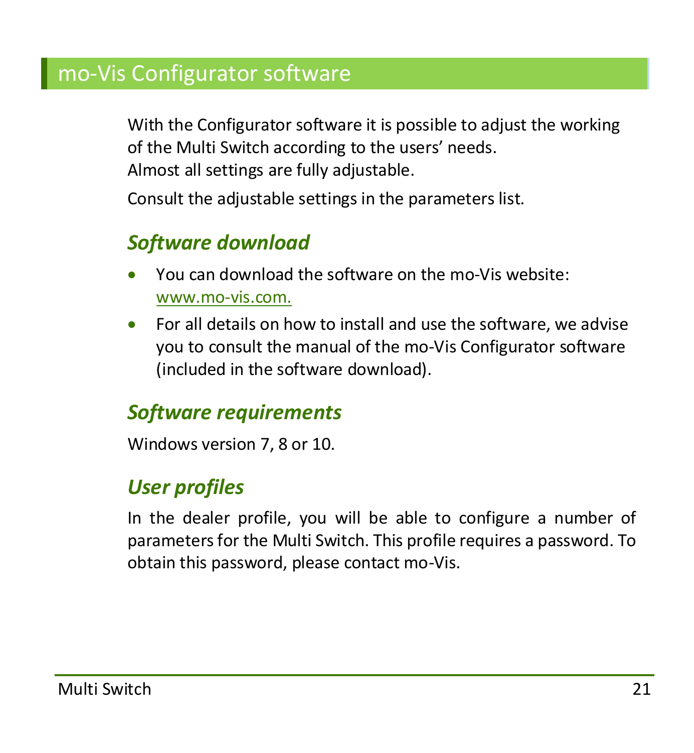# mo-Vis Configurator software

With the Configurator software it is possible to adjust the working of the Multi Switch according to the users' needs.
Almost all settings are fully adjustable.

Consult the adjustable settings in the parameters list.

## *Software download*

- You can download the software on the mo-Vis website: www.mo-vis.com.
- For all details on how to install and use the software, we advise you to consult the manual of the mo-Vis Configurator software (included in the software download).

## *Software requirements*

Windows version 7, 8 or 10.

## *User profiles*

In the dealer profile, you will be able to configure a number of parameters for the Multi Switch. This profile requires a password. To obtain this password, please contact mo-Vis.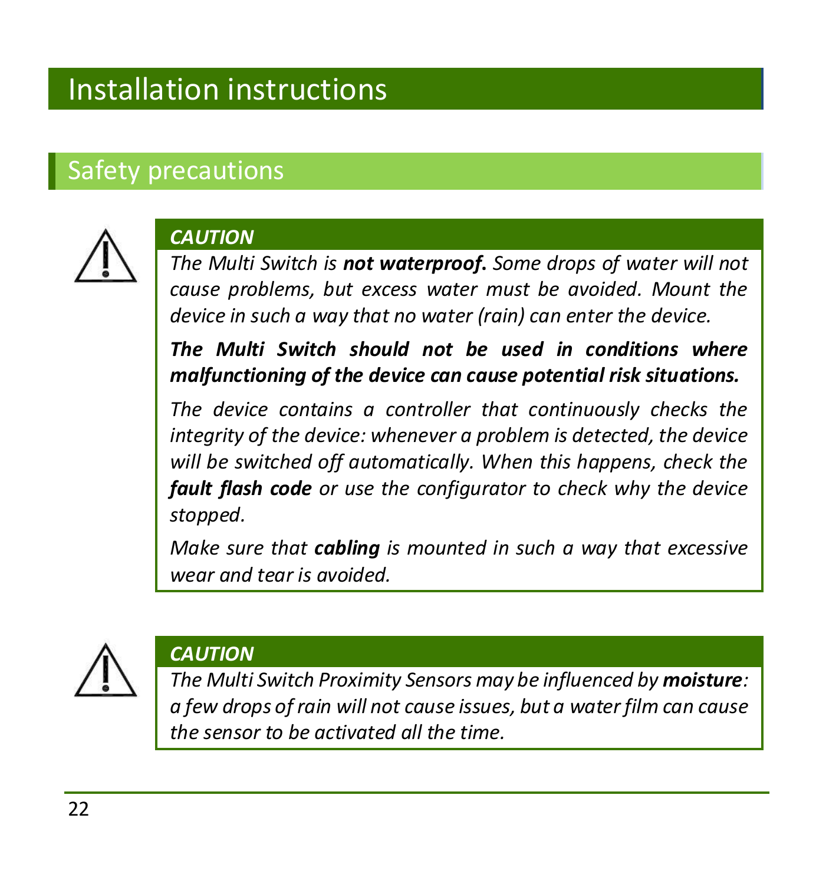# Installation instructions

## Safety precautions

> ***CAUTION***
>
> *The Multi Switch is **not waterproof.** Some drops of water will not cause problems, but excess water must be avoided. Mount the device in such a way that no water (rain) can enter the device.*
>
> ***The Multi Switch should not be used in conditions where malfunctioning of the device can cause potential risk situations.***
>
> *The device contains a controller that continuously checks the integrity of the device: whenever a problem is detected, the device will be switched off automatically. When this happens, check the **fault flash code** or use the configurator to check why the device stopped.*
>
> *Make sure that **cabling** is mounted in such a way that excessive wear and tear is avoided.*

> ***CAUTION***
>
> *The Multi Switch Proximity Sensors may be influenced by **moisture**: a few drops of rain will not cause issues, but a water film can cause the sensor to be activated all the time.*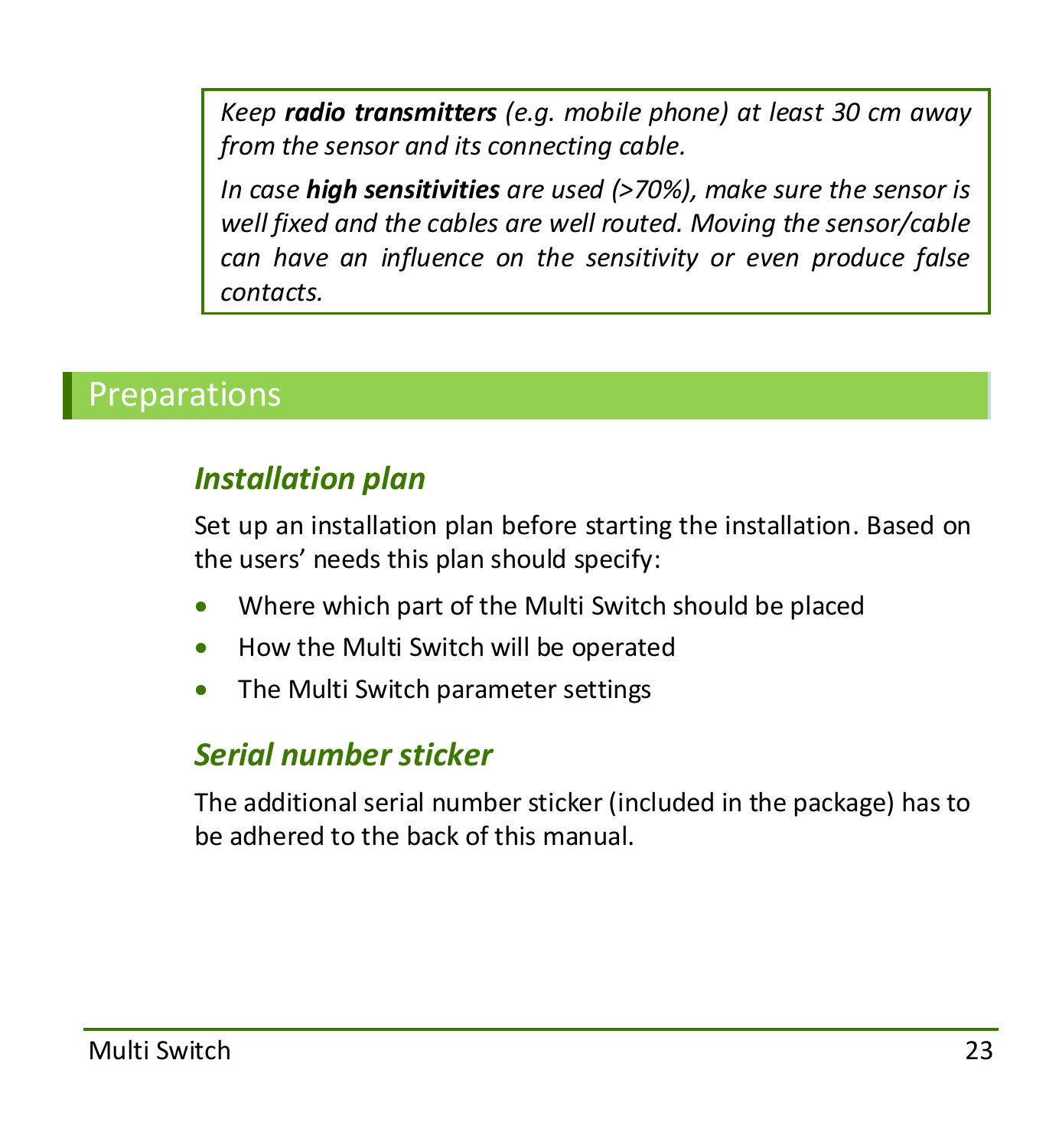*Keep **radio transmitters** (e.g. mobile phone) at least 30 cm away from the sensor and its connecting cable.*

*In case **high sensitivities** are used (>70%), make sure the sensor is well fixed and the cables are well routed. Moving the sensor/cable can have an influence on the sensitivity or even produce false contacts.*

# Preparations

## *Installation plan*

Set up an installation plan before starting the installation. Based on the users' needs this plan should specify:

- Where which part of the Multi Switch should be placed
- How the Multi Switch will be operated
- The Multi Switch parameter settings

## *Serial number sticker*

The additional serial number sticker (included in the package) has to be adhered to the back of this manual.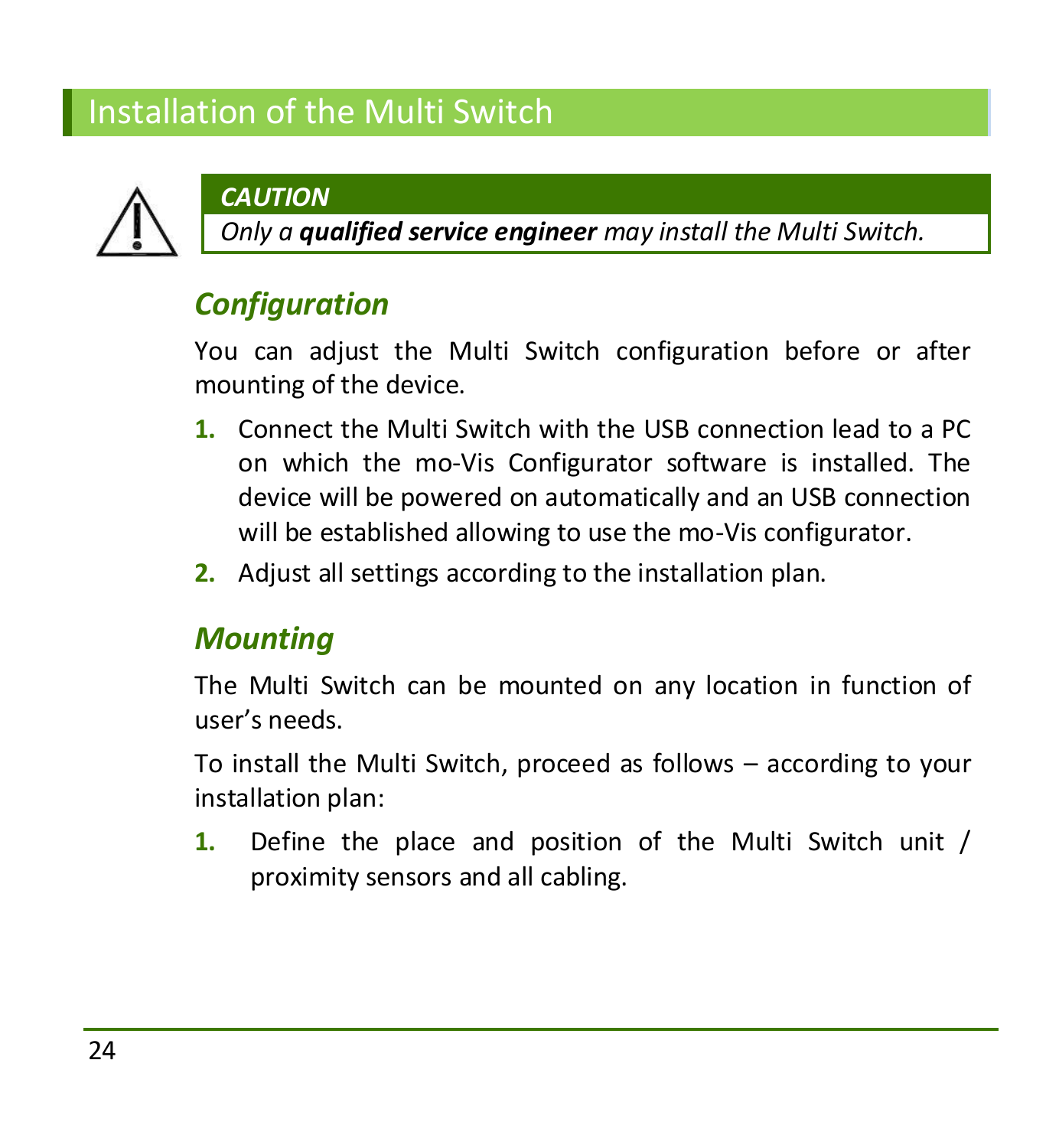# Installation of the Multi Switch

> ***CAUTION***
>
> *Only a **qualified service engineer** may install the Multi Switch.*

## *Configuration*

You can adjust the Multi Switch configuration before or after mounting of the device.

1. Connect the Multi Switch with the USB connection lead to a PC on which the mo-Vis Configurator software is installed. The device will be powered on automatically and an USB connection will be established allowing to use the mo-Vis configurator.
2. Adjust all settings according to the installation plan.

## *Mounting*

The Multi Switch can be mounted on any location in function of user's needs.

To install the Multi Switch, proceed as follows – according to your installation plan:

1. Define the place and position of the Multi Switch unit / proximity sensors and all cabling.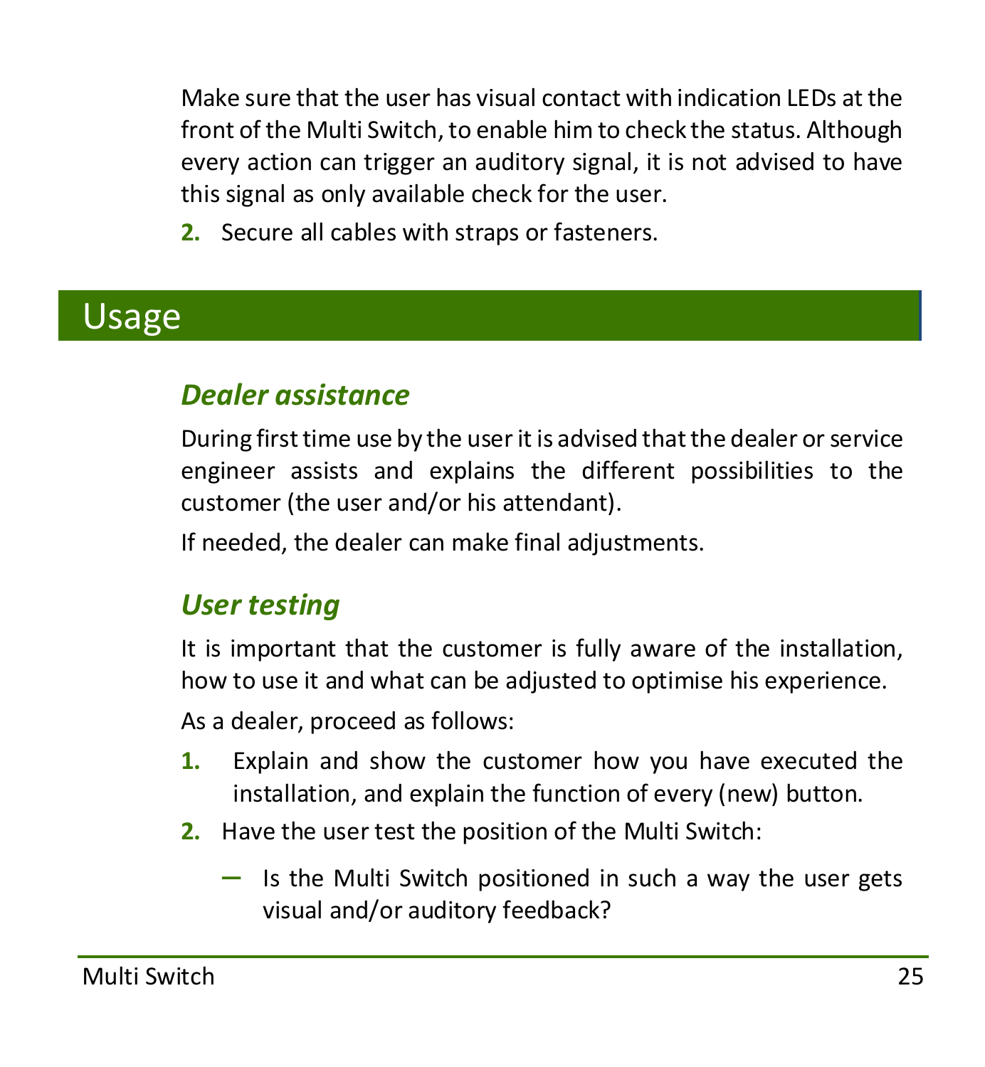Make sure that the user has visual contact with indication LEDs at the front of the Multi Switch, to enable him to check the status. Although every action can trigger an auditory signal, it is not advised to have this signal as only available check for the user.

2. Secure all cables with straps or fasteners.

# Usage

## *Dealer assistance*

During first time use by the user it is advised that the dealer or service engineer assists and explains the different possibilities to the customer (the user and/or his attendant).

If needed, the dealer can make final adjustments.

## *User testing*

It is important that the customer is fully aware of the installation, how to use it and what can be adjusted to optimise his experience.

As a dealer, proceed as follows:

1. Explain and show the customer how you have executed the installation, and explain the function of every (new) button.
2. Have the user test the position of the Multi Switch:
   - Is the Multi Switch positioned in such a way the user gets visual and/or auditory feedback?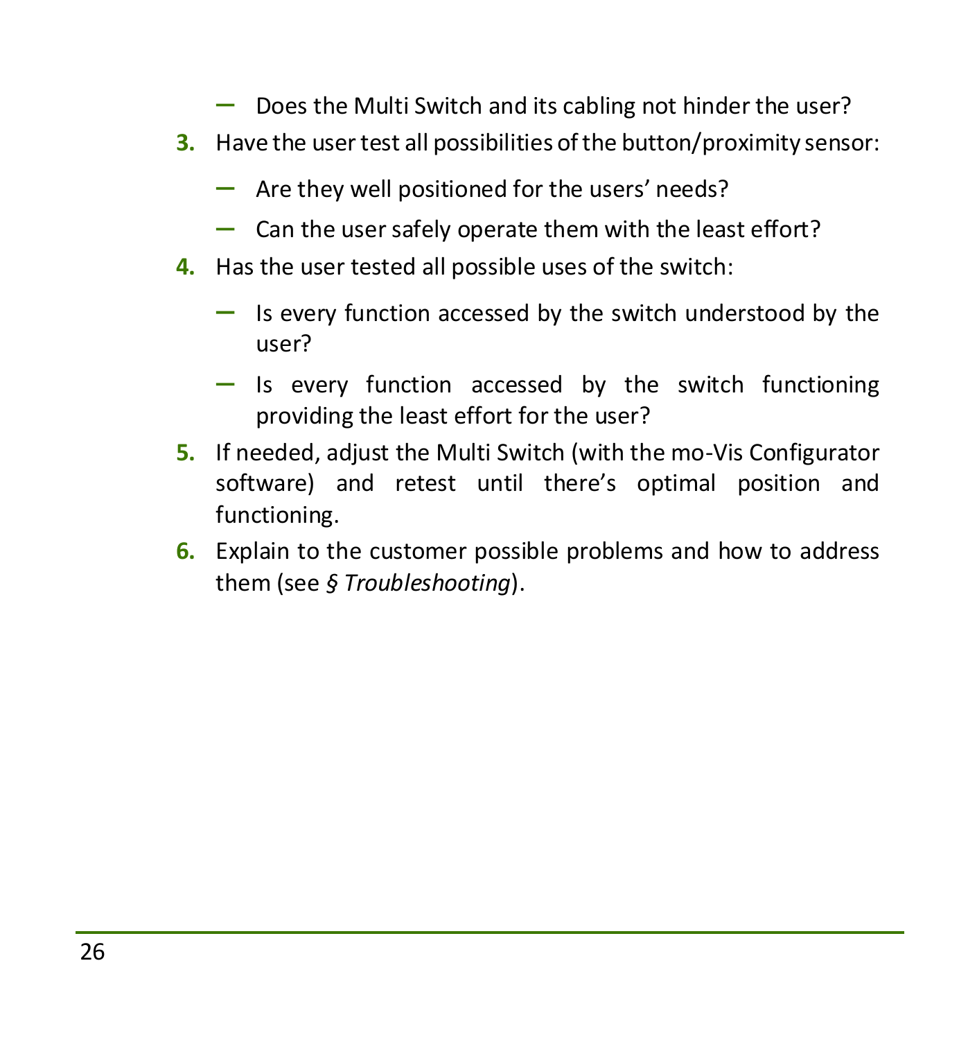- Does the Multi Switch and its cabling not hinder the user?

3. Have the user test all possibilities of the button/proximity sensor:

   - Are they well positioned for the users' needs?
   - Can the user safely operate them with the least effort?

4. Has the user tested all possible uses of the switch:

   - Is every function accessed by the switch understood by the user?
   - Is every function accessed by the switch functioning providing the least effort for the user?

5. If needed, adjust the Multi Switch (with the mo-Vis Configurator software) and retest until there's optimal position and functioning.
6. Explain to the customer possible problems and how to address them (see *§ Troubleshooting*).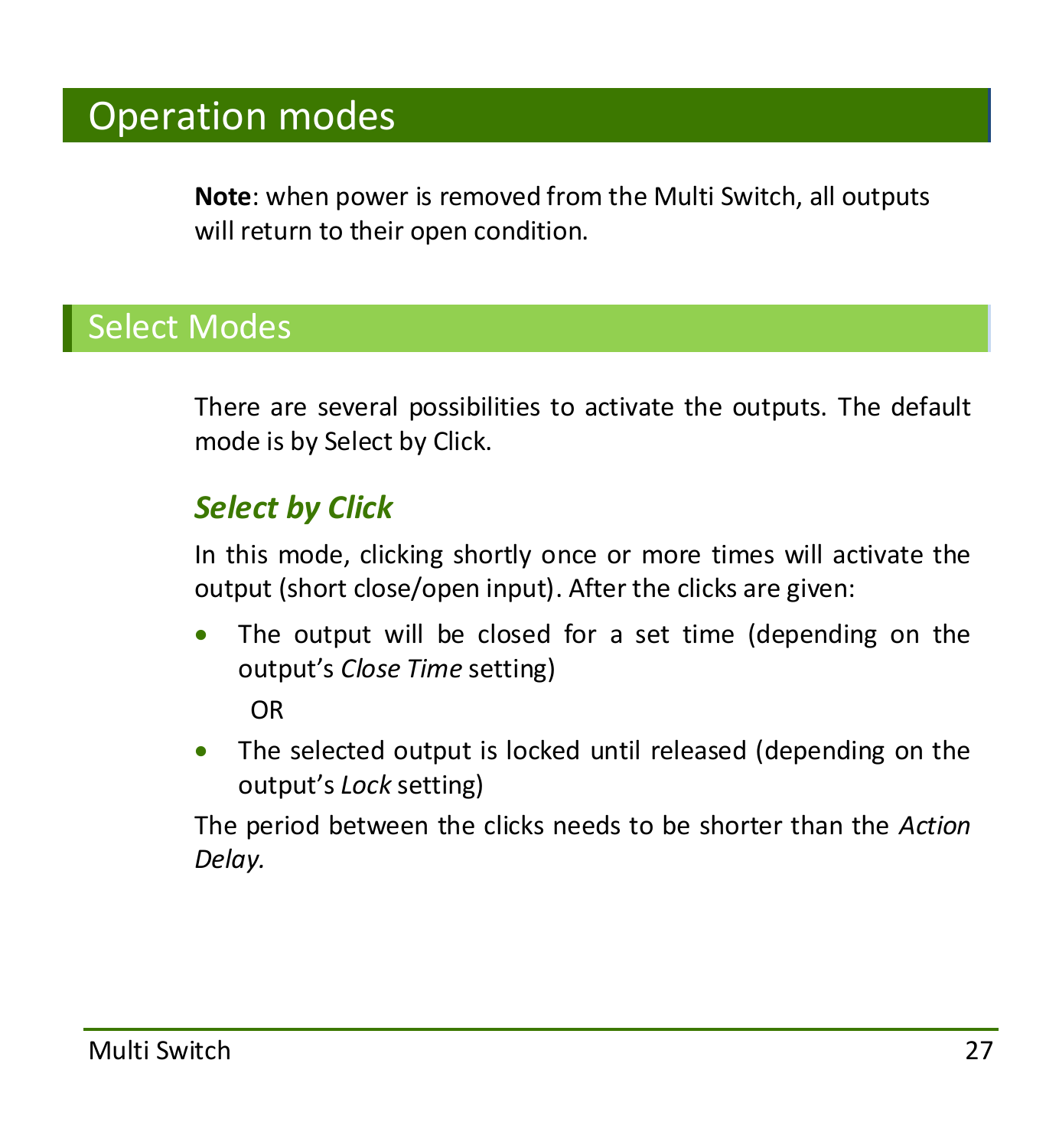# Operation modes

**Note**: when power is removed from the Multi Switch, all outputs will return to their open condition.

## Select Modes

There are several possibilities to activate the outputs. The default mode is by Select by Click.

### *Select by Click*

In this mode, clicking shortly once or more times will activate the output (short close/open input). After the clicks are given:

- The output will be closed for a set time (depending on the output's *Close Time* setting)

  OR

- The selected output is locked until released (depending on the output's *Lock* setting)

The period between the clicks needs to be shorter than the *Action Delay.*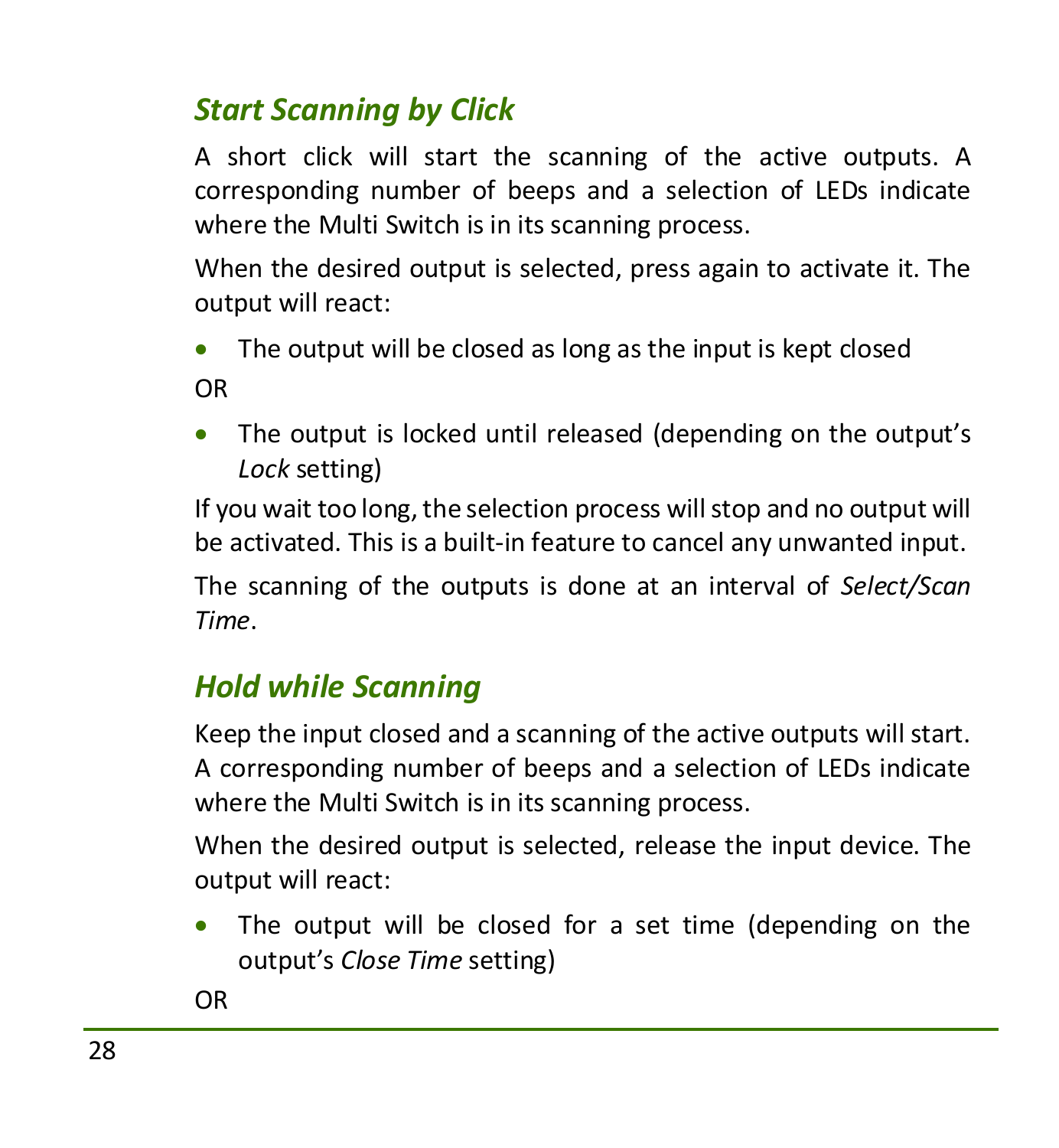### *Start Scanning by Click*

A short click will start the scanning of the active outputs. A corresponding number of beeps and a selection of LEDs indicate where the Multi Switch is in its scanning process.

When the desired output is selected, press again to activate it. The output will react:

- The output will be closed as long as the input is kept closed

OR

- The output is locked until released (depending on the output's *Lock* setting)

If you wait too long, the selection process will stop and no output will be activated. This is a built-in feature to cancel any unwanted input.

The scanning of the outputs is done at an interval of *Select/Scan Time*.

### *Hold while Scanning*

Keep the input closed and a scanning of the active outputs will start. A corresponding number of beeps and a selection of LEDs indicate where the Multi Switch is in its scanning process.

When the desired output is selected, release the input device. The output will react:

- The output will be closed for a set time (depending on the output's *Close Time* setting)

OR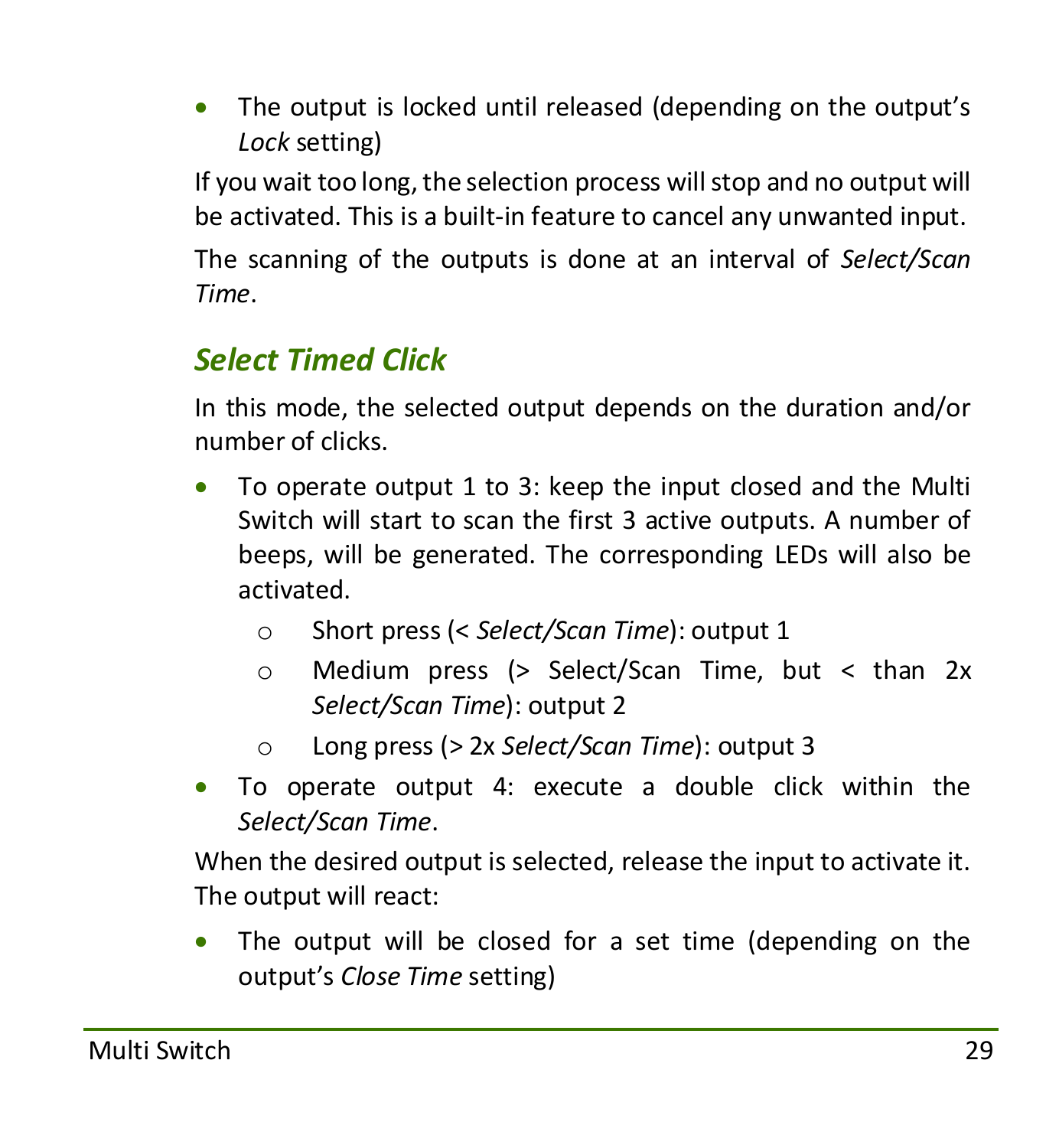- The output is locked until released (depending on the output's *Lock* setting)

If you wait too long, the selection process will stop and no output will be activated. This is a built-in feature to cancel any unwanted input.

The scanning of the outputs is done at an interval of *Select/Scan Time*.

### *Select Timed Click*

In this mode, the selected output depends on the duration and/or number of clicks.

- To operate output 1 to 3: keep the input closed and the Multi Switch will start to scan the first 3 active outputs. A number of beeps, will be generated. The corresponding LEDs will also be activated.
  - Short press (< *Select/Scan Time*): output 1
  - Medium press (> Select/Scan Time, but < than 2x *Select/Scan Time*): output 2
  - Long press (> 2x *Select/Scan Time*): output 3
- To operate output 4: execute a double click within the *Select/Scan Time*.

When the desired output is selected, release the input to activate it. The output will react:

- The output will be closed for a set time (depending on the output's *Close Time* setting)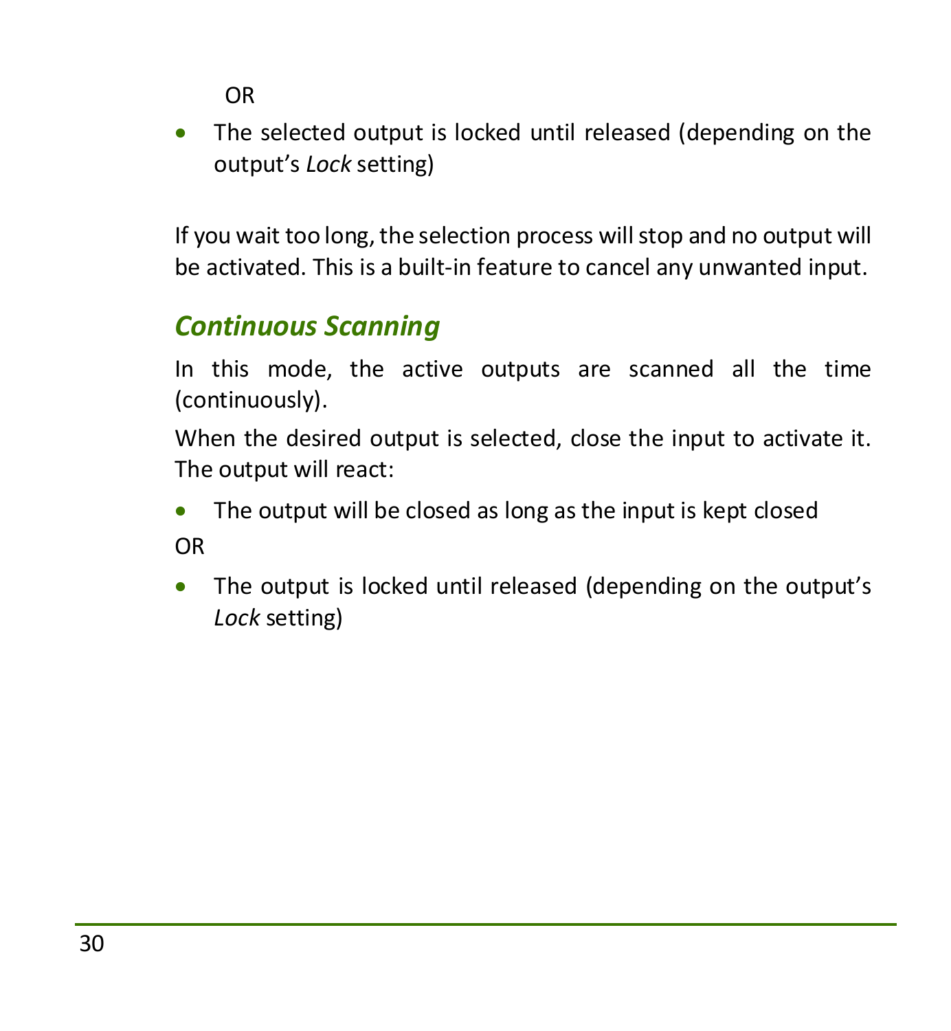OR

- The selected output is locked until released (depending on the output's *Lock* setting)

If you wait too long, the selection process will stop and no output will be activated. This is a built-in feature to cancel any unwanted input.

### *Continuous Scanning*

In this mode, the active outputs are scanned all the time (continuously).

When the desired output is selected, close the input to activate it. The output will react:

- The output will be closed as long as the input is kept closed

OR

- The output is locked until released (depending on the output's *Lock* setting)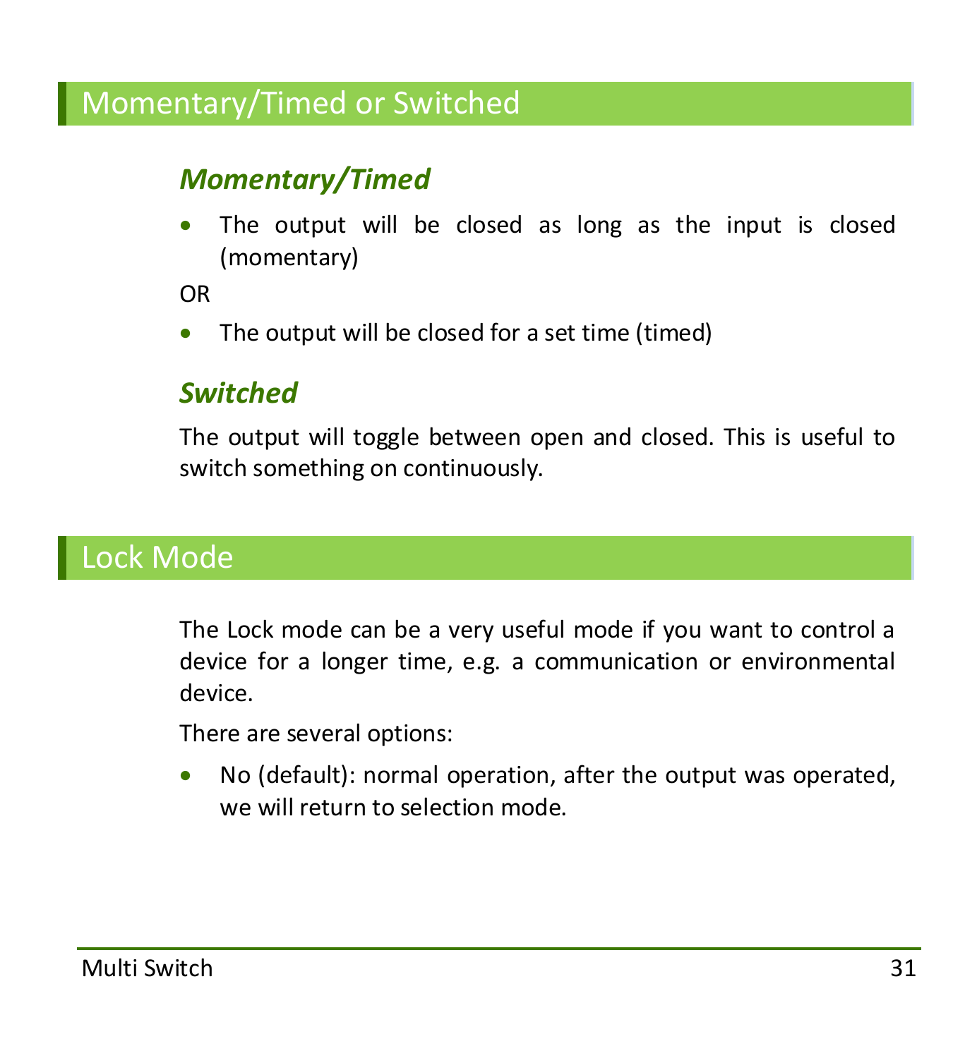## Momentary/Timed or Switched

### *Momentary/Timed*

- The output will be closed as long as the input is closed (momentary)

OR

- The output will be closed for a set time (timed)

### *Switched*

The output will toggle between open and closed. This is useful to switch something on continuously.

## Lock Mode

The Lock mode can be a very useful mode if you want to control a device for a longer time, e.g. a communication or environmental device.

There are several options:

- No (default): normal operation, after the output was operated, we will return to selection mode.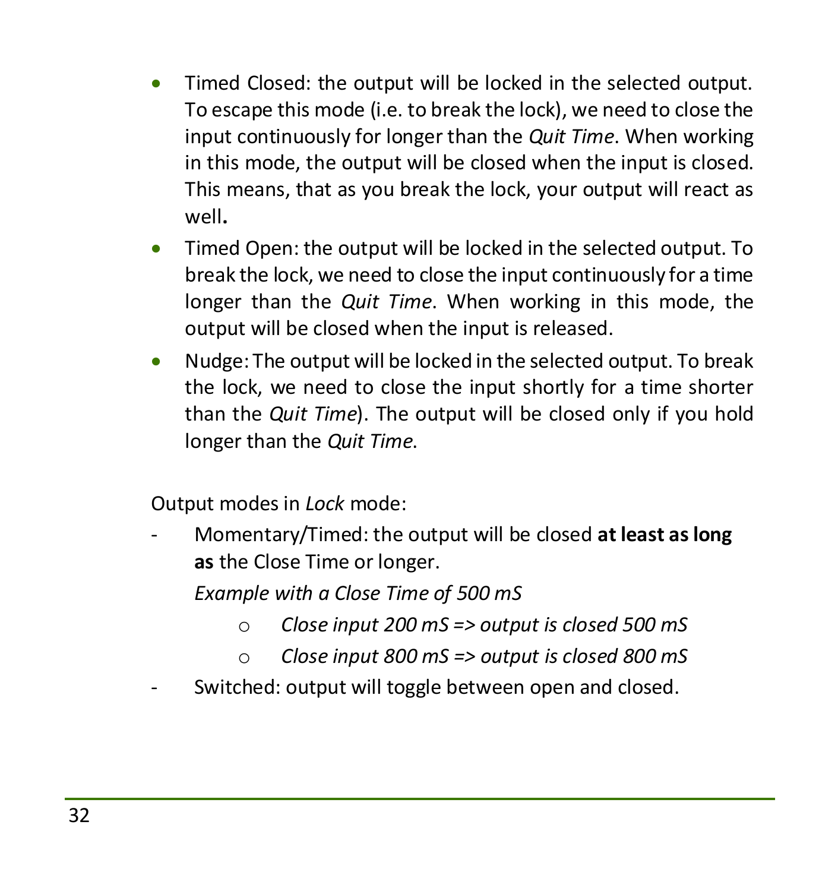- Timed Closed: the output will be locked in the selected output. To escape this mode (i.e. to break the lock), we need to close the input continuously for longer than the *Quit Time*. When working in this mode, the output will be closed when the input is closed. This means, that as you break the lock, your output will react as well**.**
- Timed Open: the output will be locked in the selected output. To break the lock, we need to close the input continuously for a time longer than the *Quit Time*. When working in this mode, the output will be closed when the input is released.
- Nudge: The output will be locked in the selected output. To break the lock, we need to close the input shortly for a time shorter than the *Quit Time*). The output will be closed only if you hold longer than the *Quit Time*.

Output modes in *Lock* mode:

- Momentary/Timed: the output will be closed **at least as long as** the Close Time or longer.

  *Example with a Close Time of 500 mS*

  - *Close input 200 mS => output is closed 500 mS*
  - *Close input 800 mS => output is closed 800 mS*
- Switched: output will toggle between open and closed.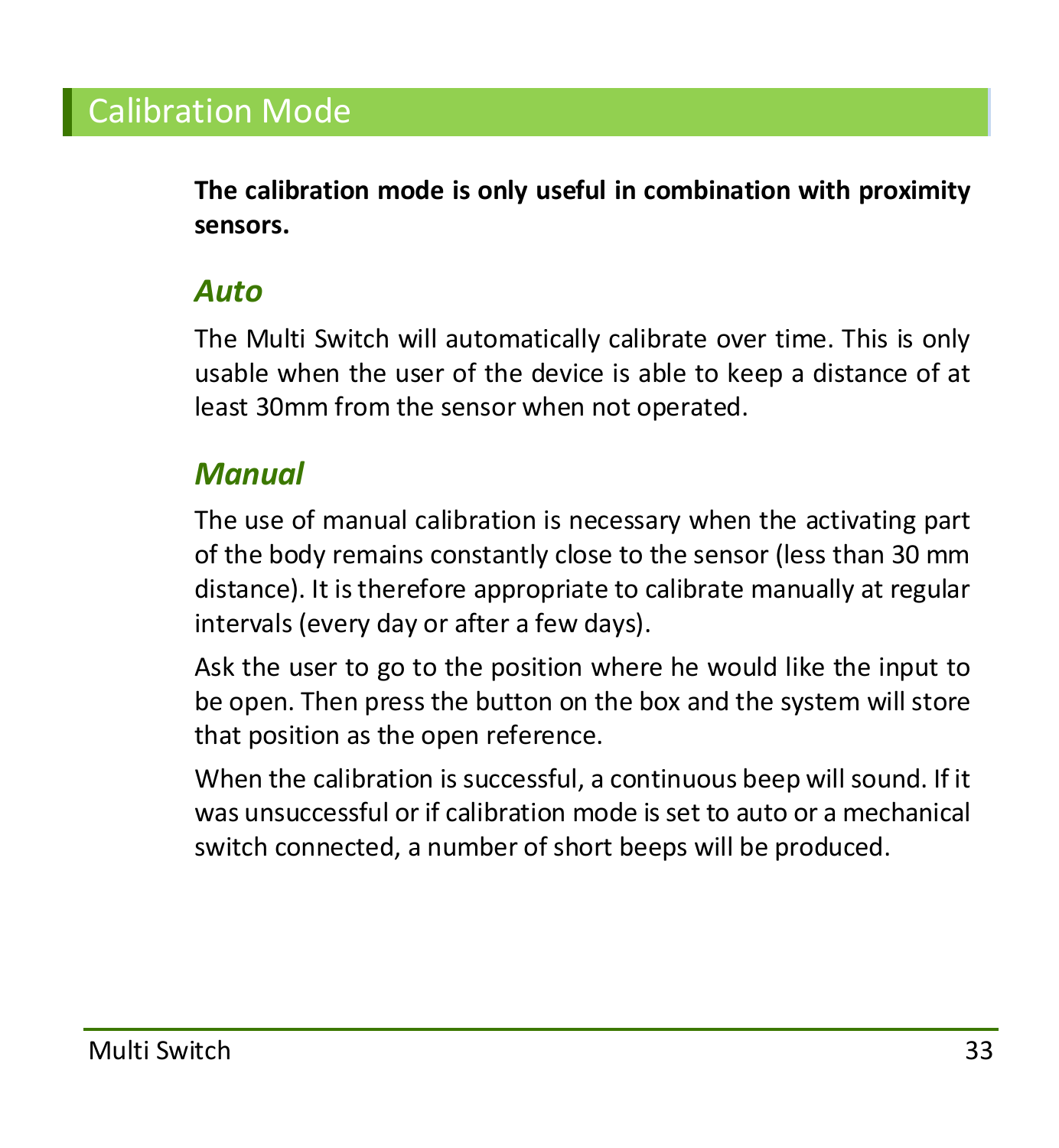# Calibration Mode

**The calibration mode is only useful in combination with proximity sensors.**

## *Auto*

The Multi Switch will automatically calibrate over time. This is only usable when the user of the device is able to keep a distance of at least 30mm from the sensor when not operated.

## *Manual*

The use of manual calibration is necessary when the activating part of the body remains constantly close to the sensor (less than 30 mm distance). It is therefore appropriate to calibrate manually at regular intervals (every day or after a few days).

Ask the user to go to the position where he would like the input to be open. Then press the button on the box and the system will store that position as the open reference.

When the calibration is successful, a continuous beep will sound. If it was unsuccessful or if calibration mode is set to auto or a mechanical switch connected, a number of short beeps will be produced.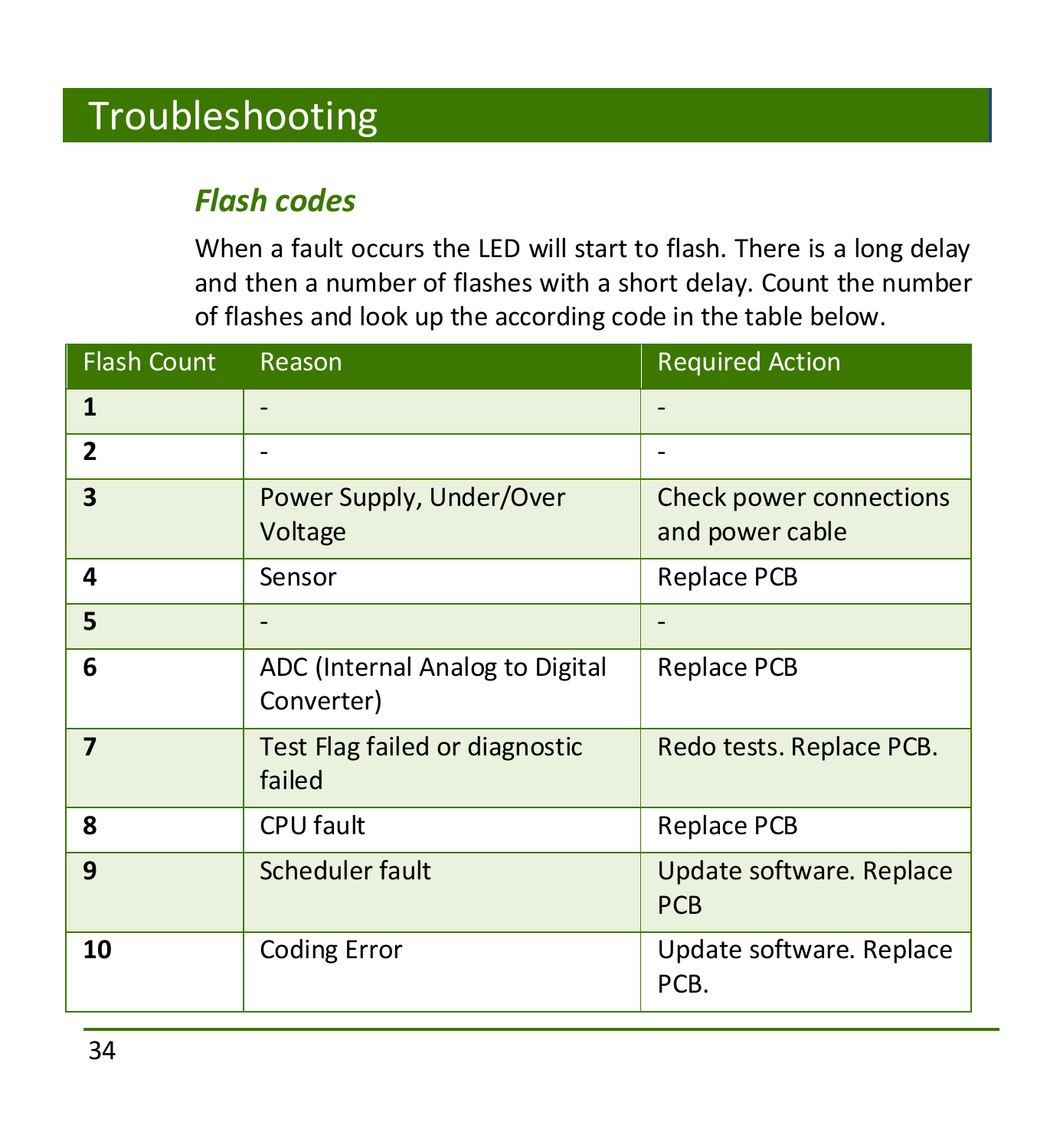# Troubleshooting

### *Flash codes*

When a fault occurs the LED will start to flash. There is a long delay and then a number of flashes with a short delay. Count the number of flashes and look up the according code in the table below.

| Flash Count | Reason | Required Action |
|---|---|---|
| **1** | - | - |
| **2** | - | - |
| **3** | Power Supply, Under/Over Voltage | Check power connections and power cable |
| **4** | Sensor | Replace PCB |
| **5** | - | - |
| **6** | ADC (Internal Analog to Digital Converter) | Replace PCB |
| **7** | Test Flag failed or diagnostic failed | Redo tests. Replace PCB. |
| **8** | CPU fault | Replace PCB |
| **9** | Scheduler fault | Update software. Replace PCB |
| **10** | Coding Error | Update software. Replace PCB. |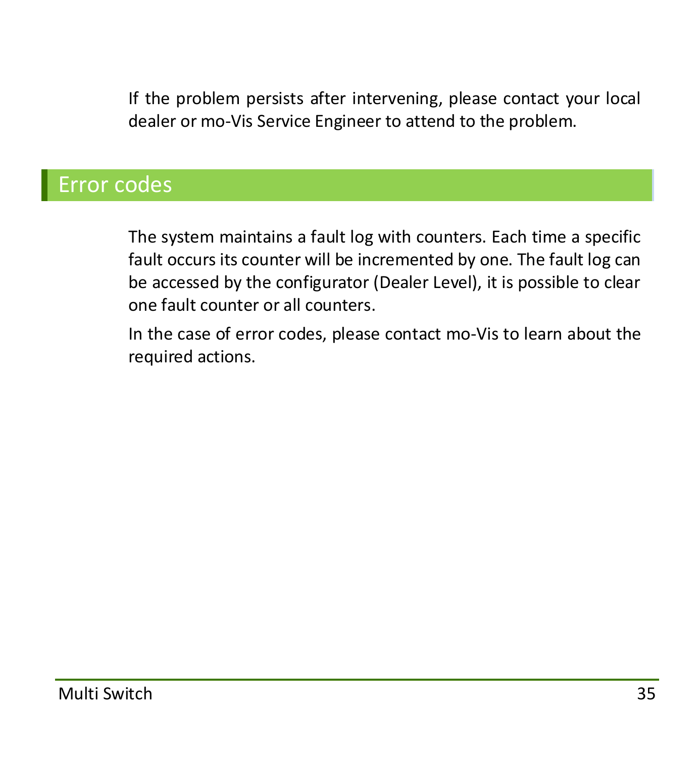If the problem persists after intervening, please contact your local dealer or mo-Vis Service Engineer to attend to the problem.

## Error codes

The system maintains a fault log with counters. Each time a specific fault occurs its counter will be incremented by one. The fault log can be accessed by the configurator (Dealer Level), it is possible to clear one fault counter or all counters.

In the case of error codes, please contact mo-Vis to learn about the required actions.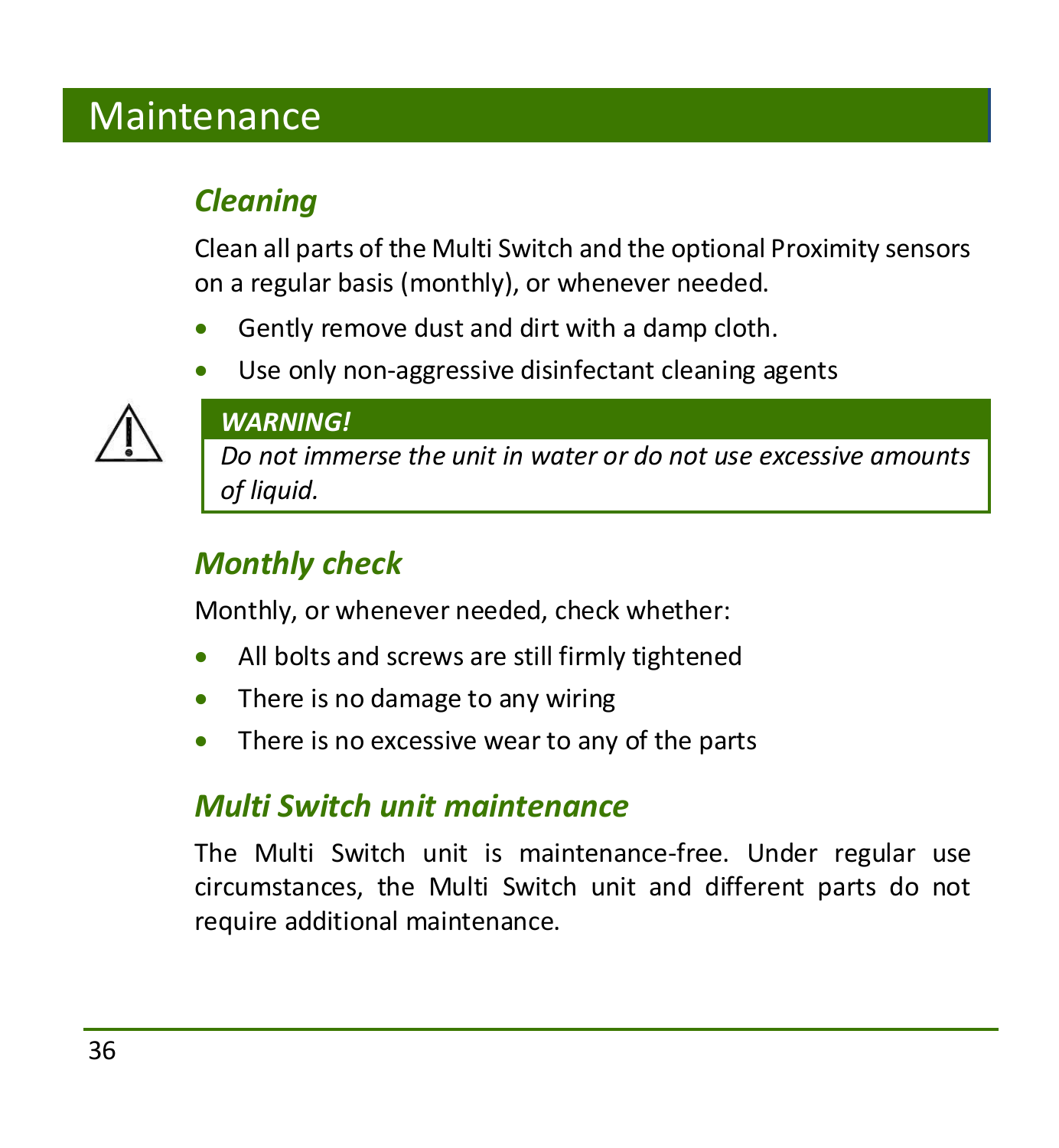# Maintenance

## *Cleaning*

Clean all parts of the Multi Switch and the optional Proximity sensors on a regular basis (monthly), or whenever needed.

- Gently remove dust and dirt with a damp cloth.
- Use only non-aggressive disinfectant cleaning agents

> ***WARNING!***
> *Do not immerse the unit in water or do not use excessive amounts of liquid.*

## *Monthly check*

Monthly, or whenever needed, check whether:

- All bolts and screws are still firmly tightened
- There is no damage to any wiring
- There is no excessive wear to any of the parts

## *Multi Switch unit maintenance*

The Multi Switch unit is maintenance-free. Under regular use circumstances, the Multi Switch unit and different parts do not require additional maintenance.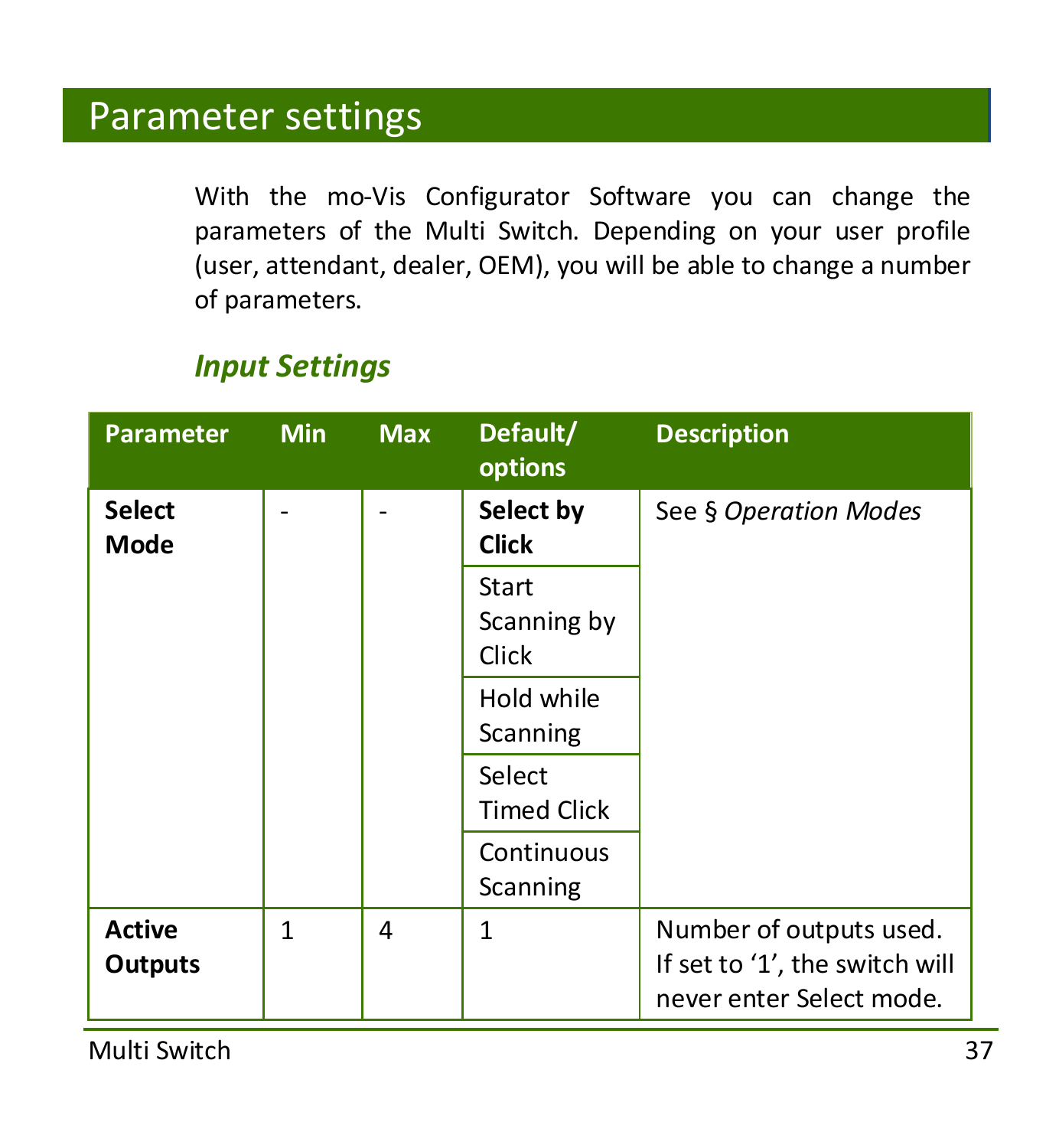# Parameter settings

With the mo-Vis Configurator Software you can change the parameters of the Multi Switch. Depending on your user profile (user, attendant, dealer, OEM), you will be able to change a number of parameters.

## *Input Settings*

| Parameter | Min | Max | Default/ options | Description |
|---|---|---|---|---|
| **Select Mode** | - | - | **Select by Click** | See § *Operation Modes* |
| | | | Start Scanning by Click | |
| | | | Hold while Scanning | |
| | | | Select Timed Click | |
| | | | Continuous Scanning | |
| **Active Outputs** | 1 | 4 | 1 | Number of outputs used. If set to '1', the switch will never enter Select mode. |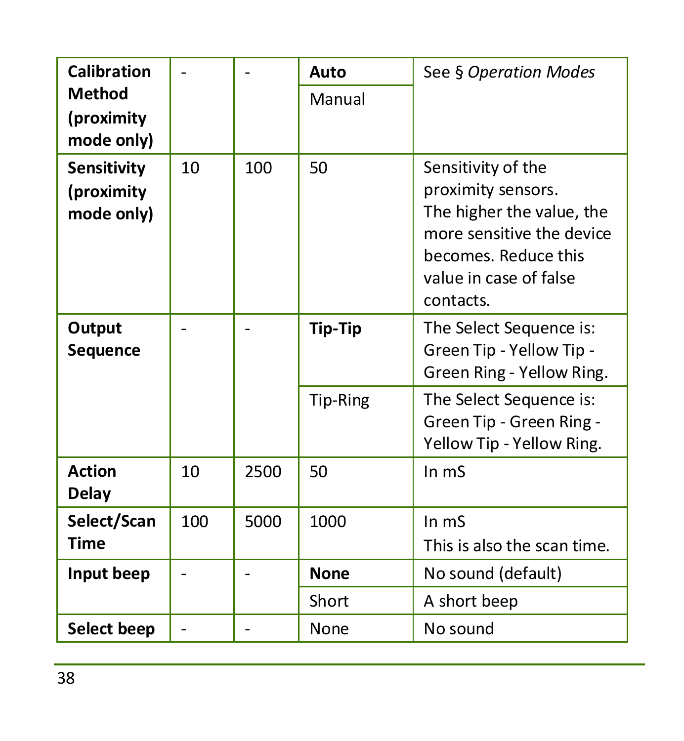| | | | | |
|---|---|---|---|---|
| **Calibration Method (proximity mode only)** | - | - | **Auto** | See § *Operation Modes* |
| | | | Manual | |
| **Sensitivity (proximity mode only)** | 10 | 100 | 50 | Sensitivity of the proximity sensors. The higher the value, the more sensitive the device becomes. Reduce this value in case of false contacts. |
| **Output Sequence** | - | - | **Tip-Tip** | The Select Sequence is: Green Tip - Yellow Tip - Green Ring - Yellow Ring. |
| | | | Tip-Ring | The Select Sequence is: Green Tip - Green Ring - Yellow Tip - Yellow Ring. |
| **Action Delay** | 10 | 2500 | 50 | In mS |
| **Select/Scan Time** | 100 | 5000 | 1000 | In mS<br>This is also the scan time. |
| **Input beep** | - | - | **None** | No sound (default) |
| | | | Short | A short beep |
| **Select beep** | - | - | None | No sound |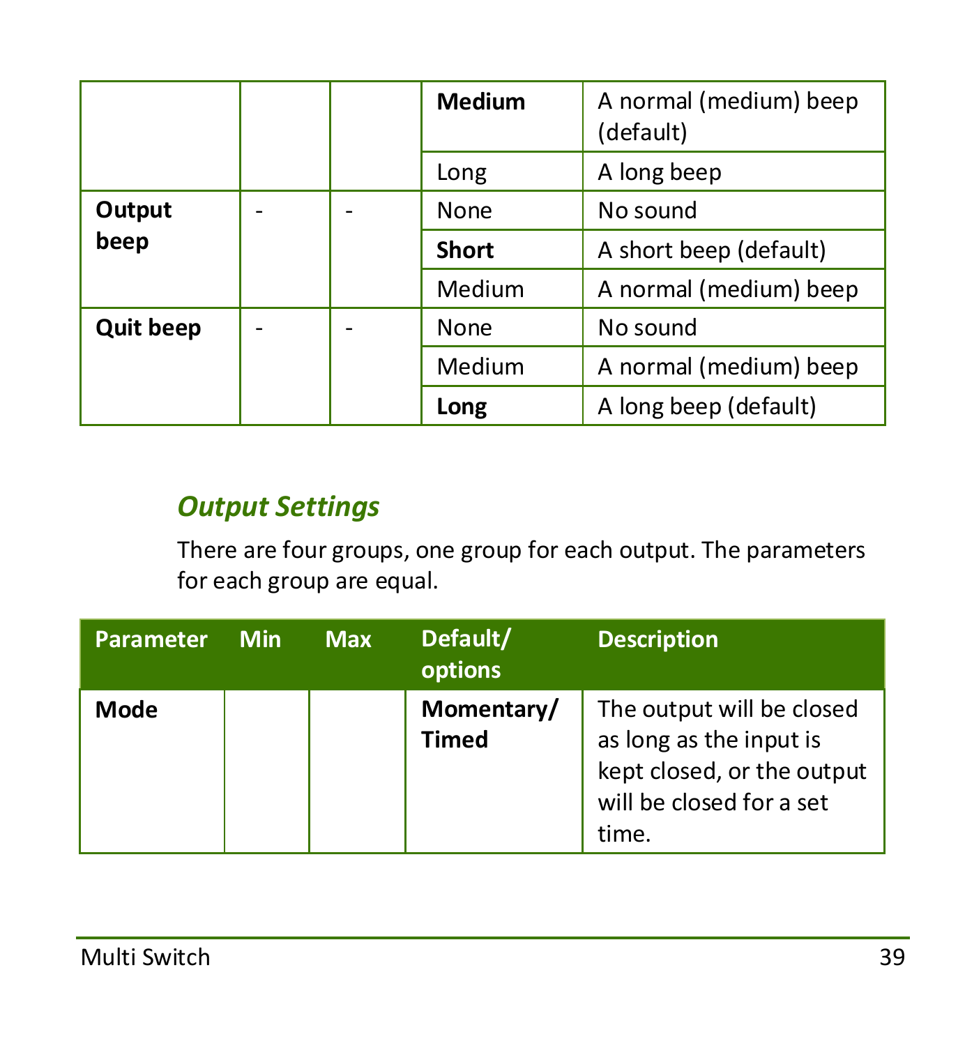| | | | | |
|---|---|---|---|---|
| | | | **Medium** | A normal (medium) beep (default) |
| | | | Long | A long beep |
| **Output beep** | - | - | None | No sound |
| | | | **Short** | A short beep (default) |
| | | | Medium | A normal (medium) beep |
| **Quit beep** | - | - | None | No sound |
| | | | Medium | A normal (medium) beep |
| | | | **Long** | A long beep (default) |

### *Output Settings*

There are four groups, one group for each output. The parameters for each group are equal.

| Parameter | Min | Max | Default/ options | Description |
|---|---|---|---|---|
| **Mode** | | | **Momentary/ Timed** | The output will be closed as long as the input is kept closed, or the output will be closed for a set time. |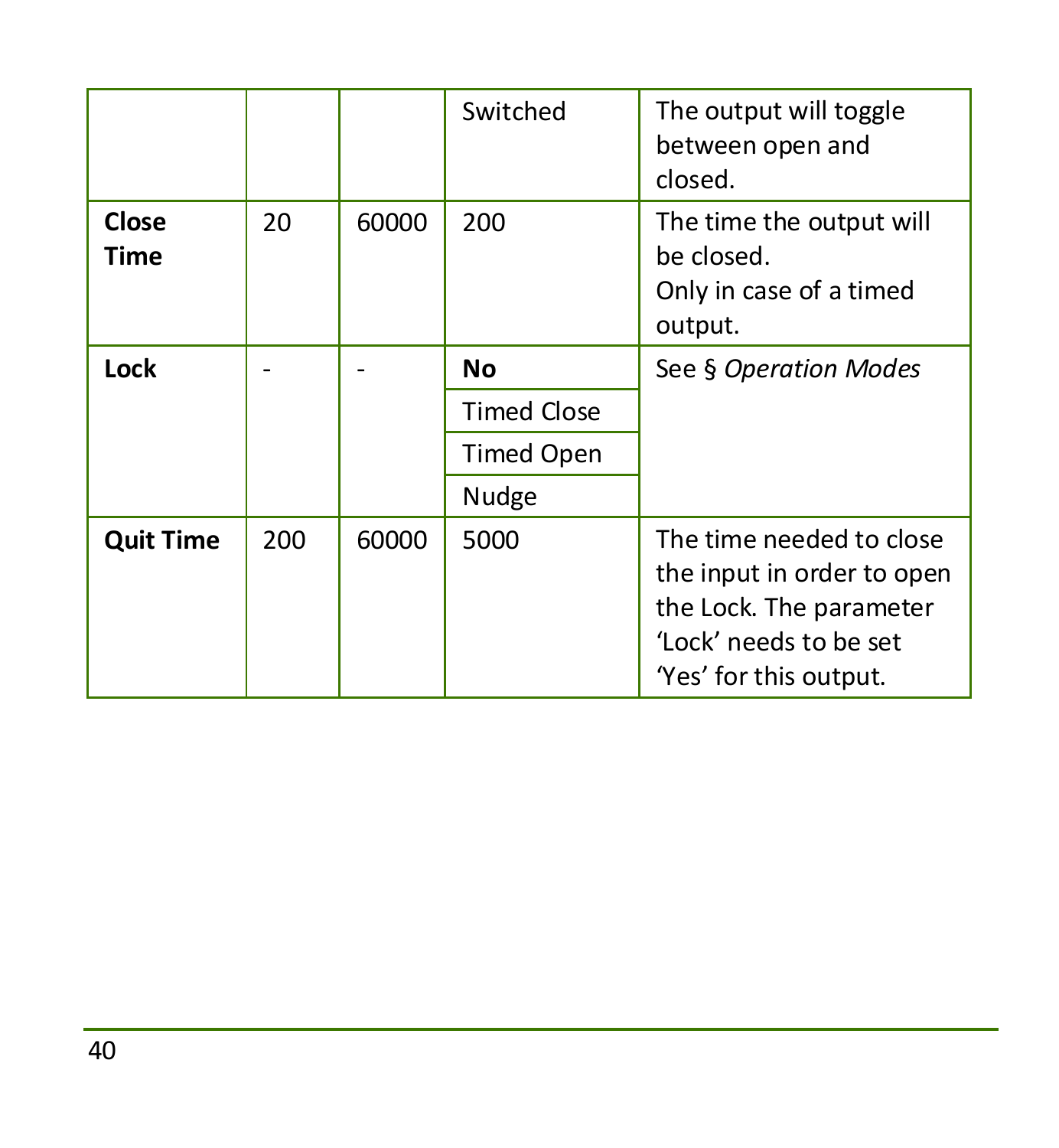| | | | | |
|---|---|---|---|---|
| | | | Switched | The output will toggle between open and closed. |
| **Close Time** | 20 | 60000 | 200 | The time the output will be closed.<br>Only in case of a timed output. |
| **Lock** | - | - | **No** | See § *Operation Modes* |
| | | | Timed Close | |
| | | | Timed Open | |
| | | | Nudge | |
| **Quit Time** | 200 | 60000 | 5000 | The time needed to close the input in order to open the Lock. The parameter 'Lock' needs to be set 'Yes' for this output. |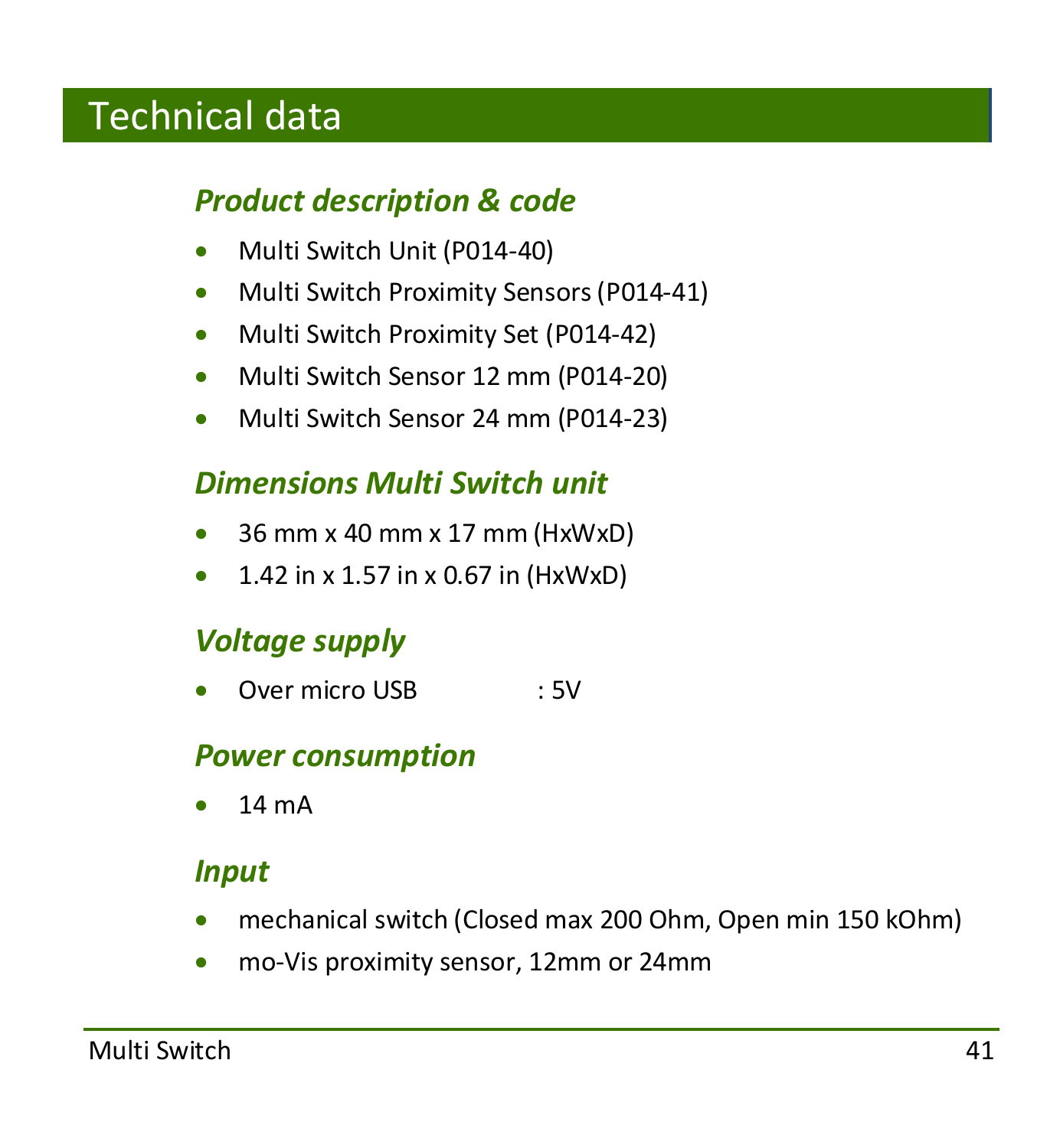# Technical data

### *Product description & code*

- Multi Switch Unit (P014-40)
- Multi Switch Proximity Sensors (P014-41)
- Multi Switch Proximity Set (P014-42)
- Multi Switch Sensor 12 mm (P014-20)
- Multi Switch Sensor 24 mm (P014-23)

### *Dimensions Multi Switch unit*

- 36 mm x 40 mm x 17 mm (HxWxD)
- 1.42 in x 1.57 in x 0.67 in (HxWxD)

### *Voltage supply*

- Over micro USB : 5V

### *Power consumption*

- 14 mA

### *Input*

- mechanical switch (Closed max 200 Ohm, Open min 150 kOhm)
- mo-Vis proximity sensor, 12mm or 24mm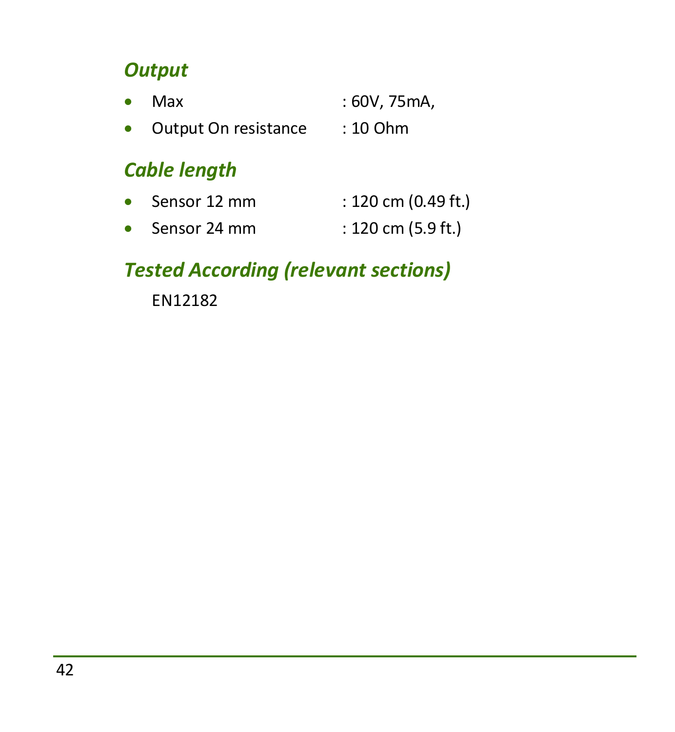### *Output*

- Max : 60V, 75mA,
- Output On resistance : 10 Ohm

### *Cable length*

- Sensor 12 mm : 120 cm (0.49 ft.)
- Sensor 24 mm : 120 cm (5.9 ft.)

### *Tested According (relevant sections)*

EN12182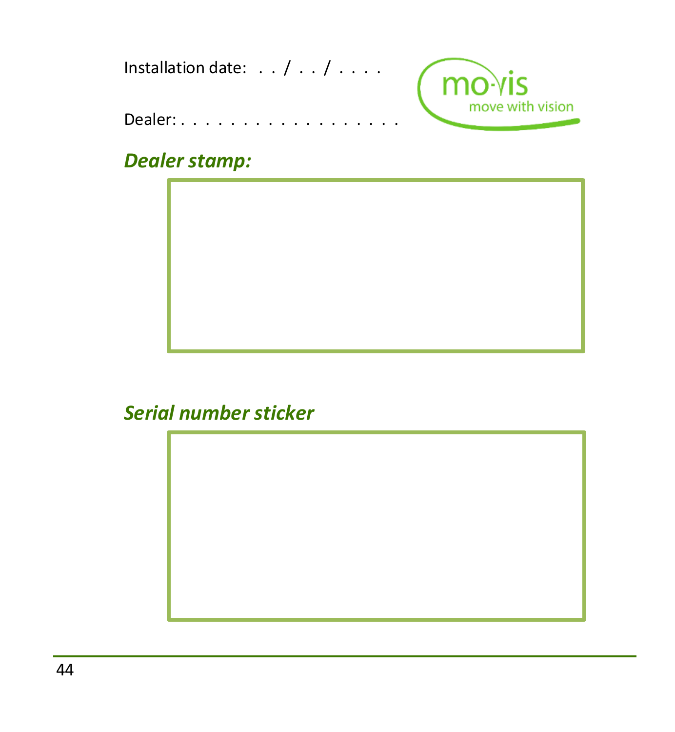Installation date: . . / . . / . . . .

Dealer: . . . . . . . . . . . . . . . . . . .

mo·vis
move with vision

***Dealer stamp:***

***Serial number sticker***